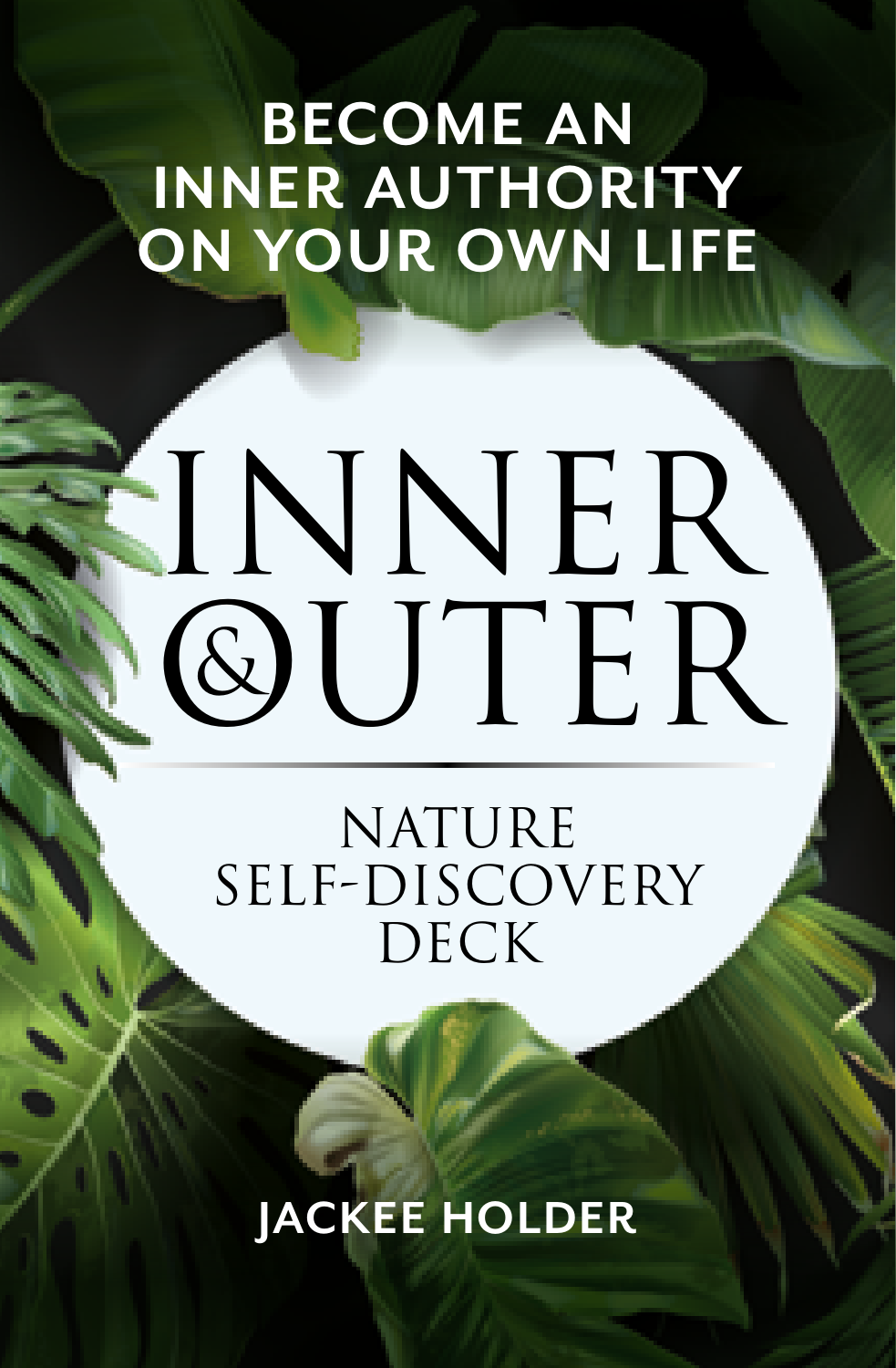BECOME AN INNER AUTHORITY ON YOUR OWN LIFE

# INNER & OUTER

## NATURE SELF-DISCOVERY DECK

JACKEE HOLDER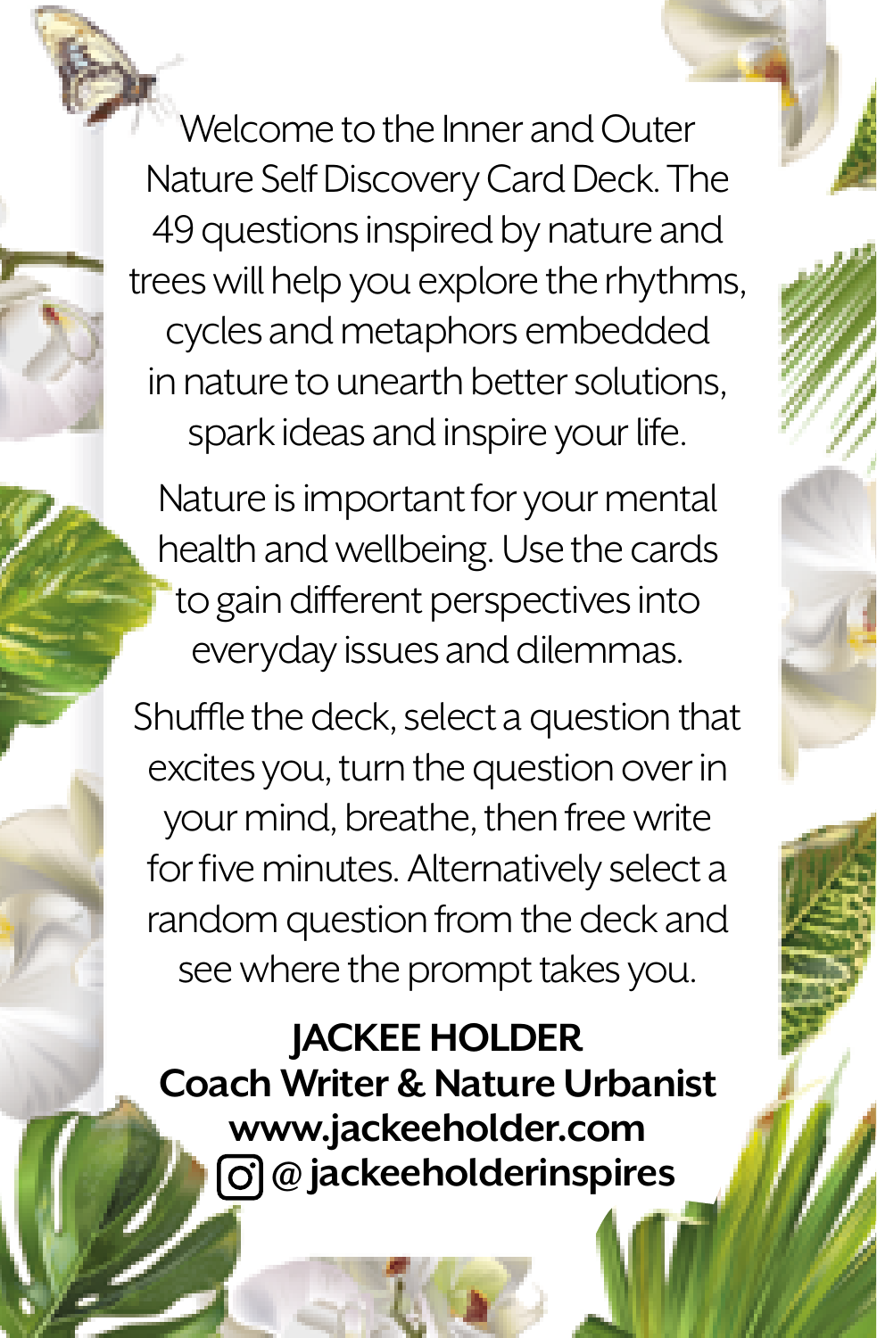Welcome to the Inner and Outer Nature Self Discovery Card Deck. The 49 questions inspired by nature and trees will help you explore the rhythms, cycles and metaphors embedded in nature to unearth better solutions, spark ideas and inspire your life.

Nature is important for your mental health and wellbeing. Use the cards to gain different perspectives into everyday issues and dilemmas.

Shuffle the deck, select a question that excites you, turn the question over in your mind, breathe, then free write for five minutes. Alternatively select a random question from the deck and see where the prompt takes you.

**JACKEE HOLDER**
**Coach Writer & Nature Urbanist**
**www.jackeeholder.com**
**@ jackeeholderinspires**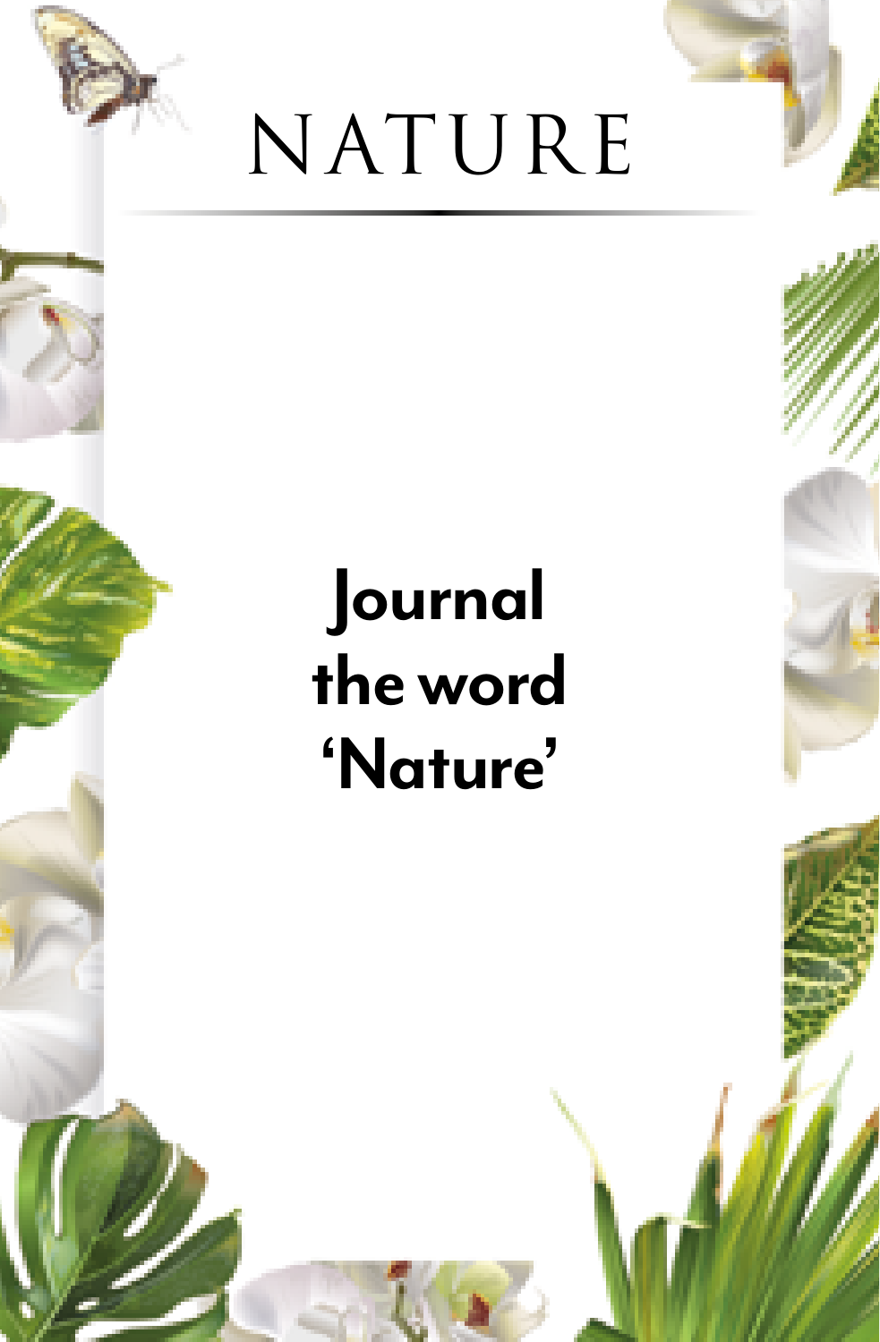# NATURE

**Journal the word 'Nature'**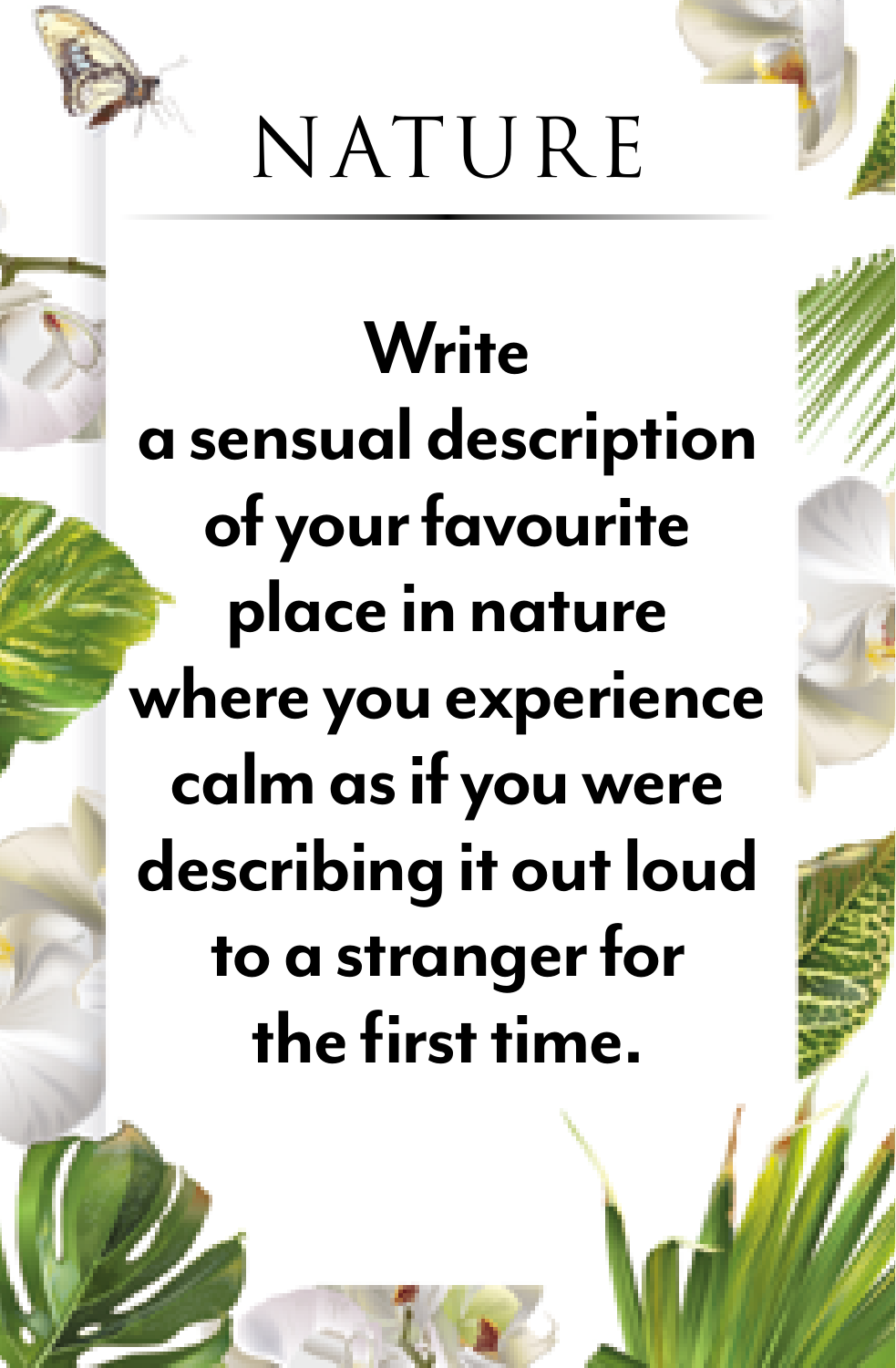# NATURE

**Write a sensual description of your favourite place in nature where you experience calm as if you were describing it out loud to a stranger for the first time.**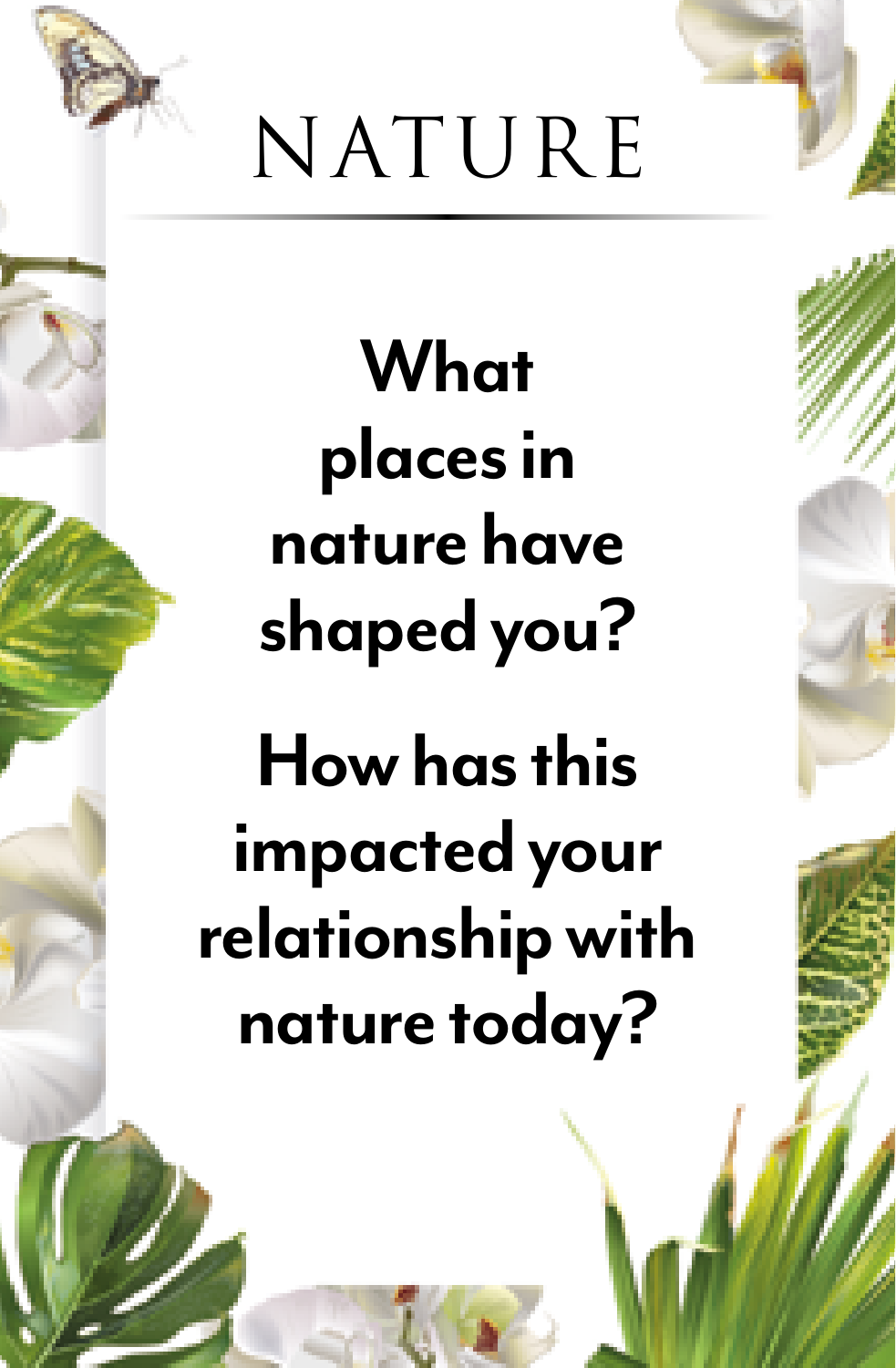# NATURE

**What places in nature have shaped you?**

**How has this impacted your relationship with nature today?**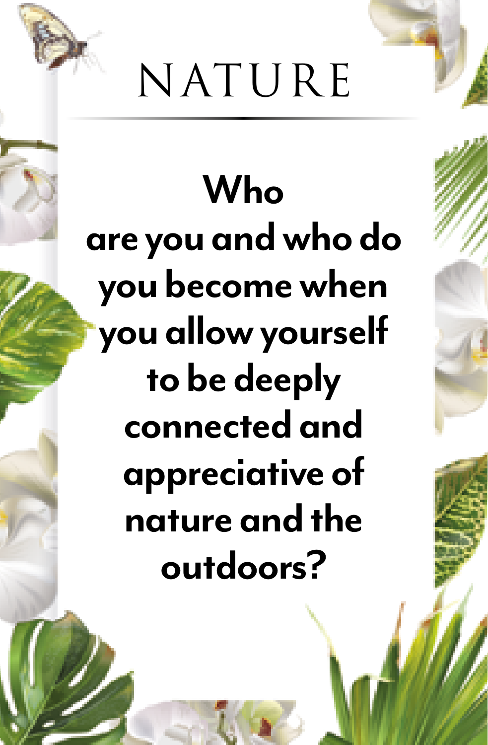# NATURE

**Who are you and who do you become when you allow yourself to be deeply connected and appreciative of nature and the outdoors?**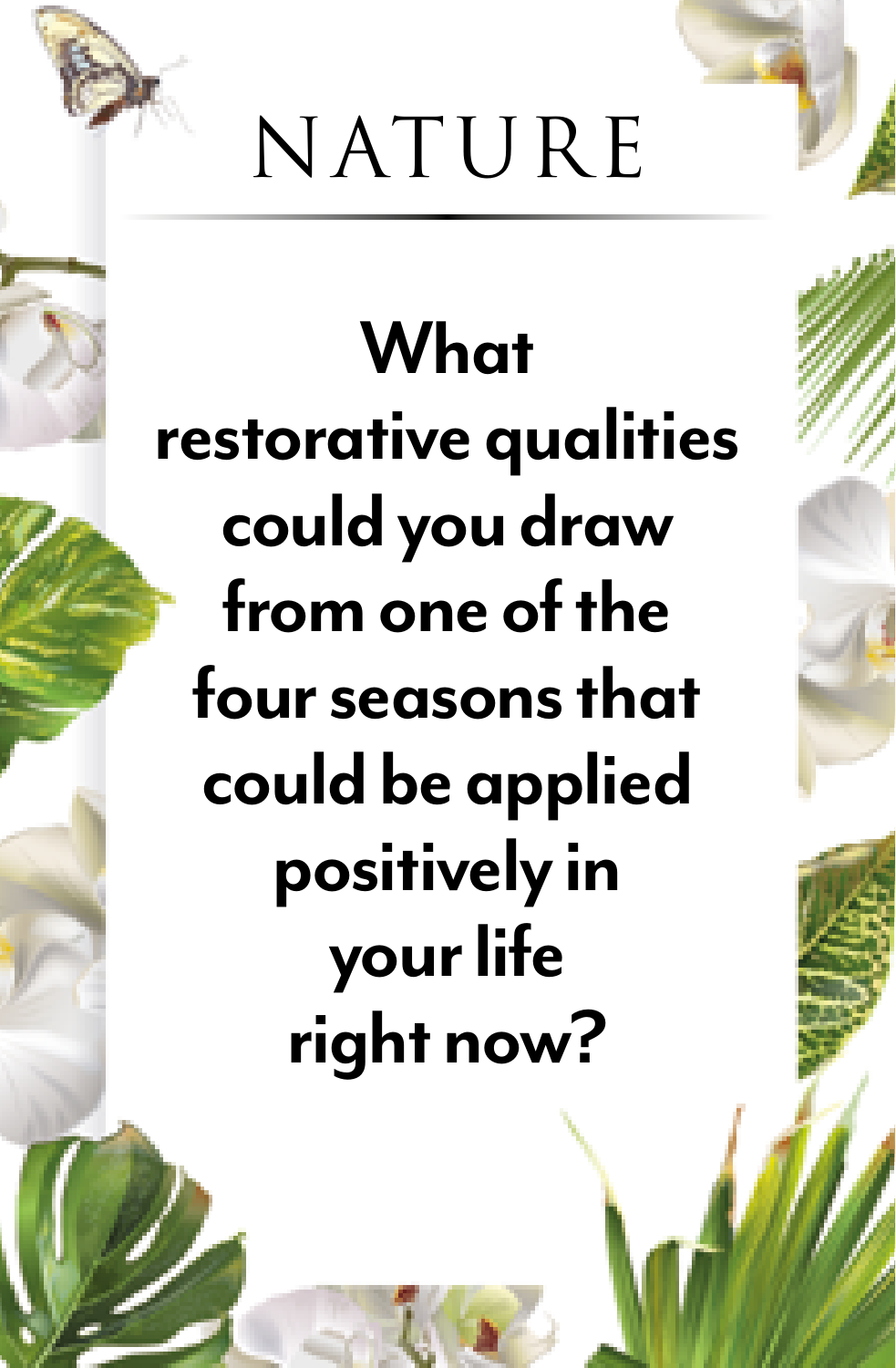# NATURE

**What restorative qualities could you draw from one of the four seasons that could be applied positively in your life right now?**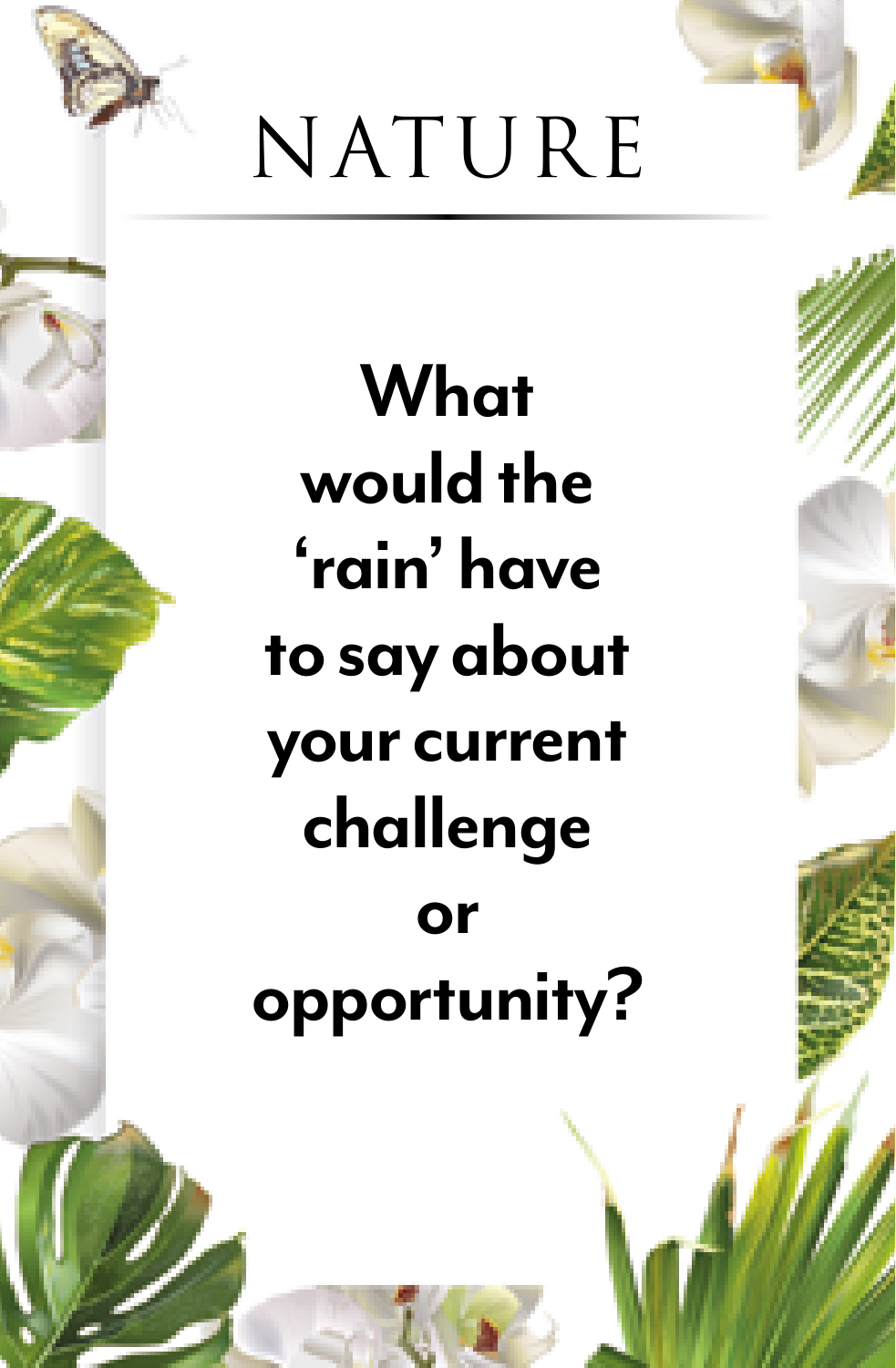# NATURE

**What would the 'rain' have to say about your current challenge or opportunity?**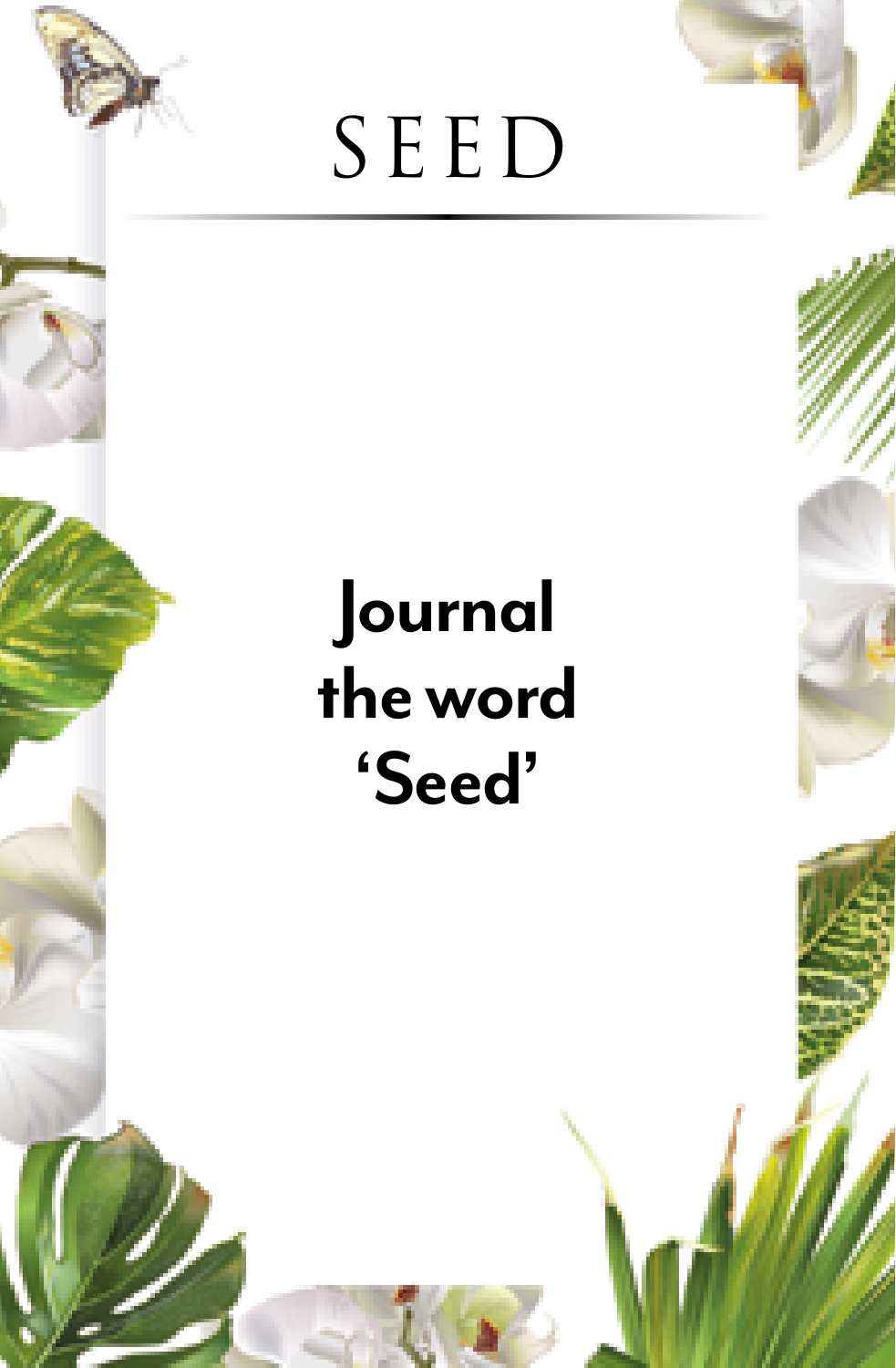# SEED

## Journal the word 'Seed'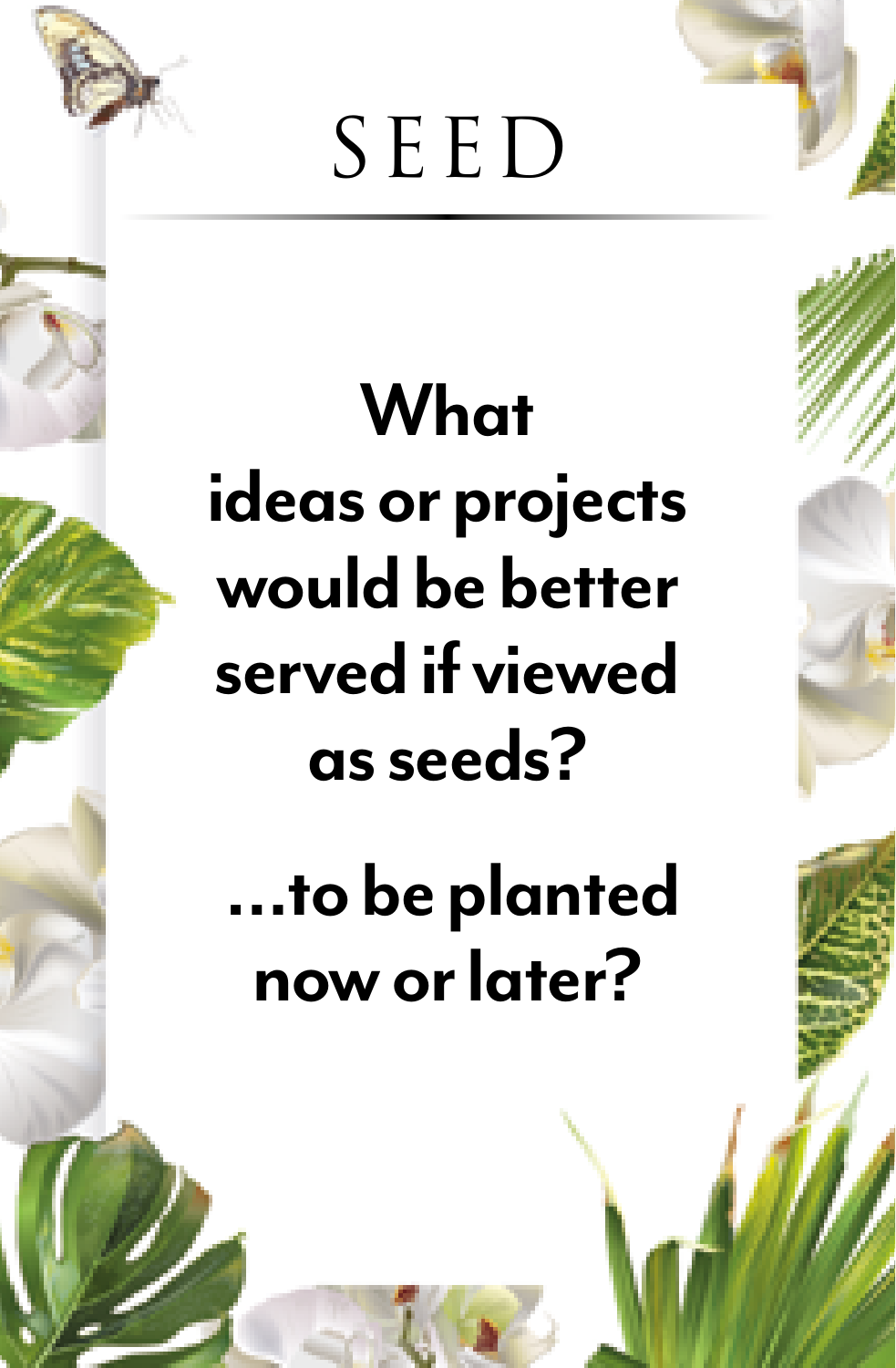# SEED

**What ideas or projects would be better served if viewed as seeds?**

**...to be planted now or later?**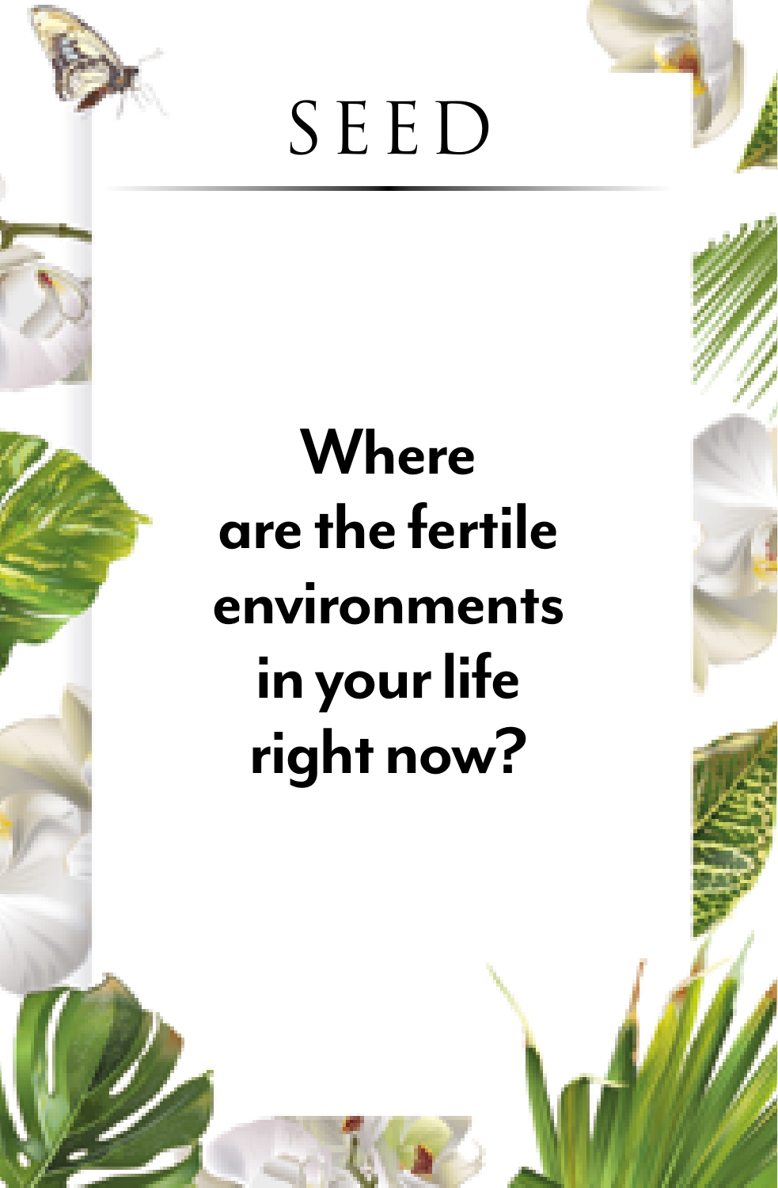# SEED

**Where are the fertile environments in your life right now?**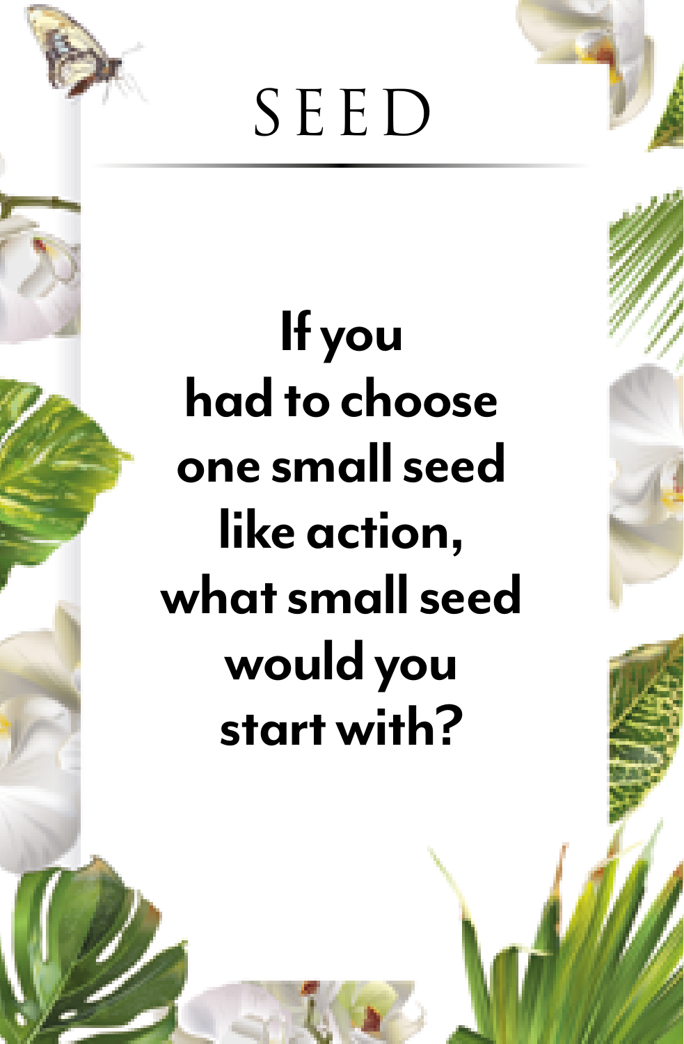# SEED

**If you had to choose one small seed like action, what small seed would you start with?**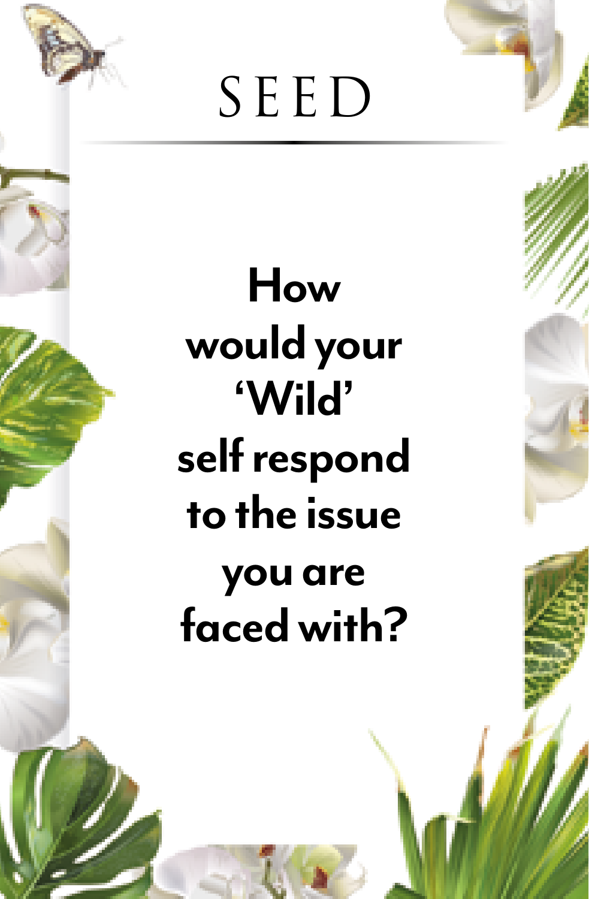# SEED

**How would your 'Wild' self respond to the issue you are faced with?**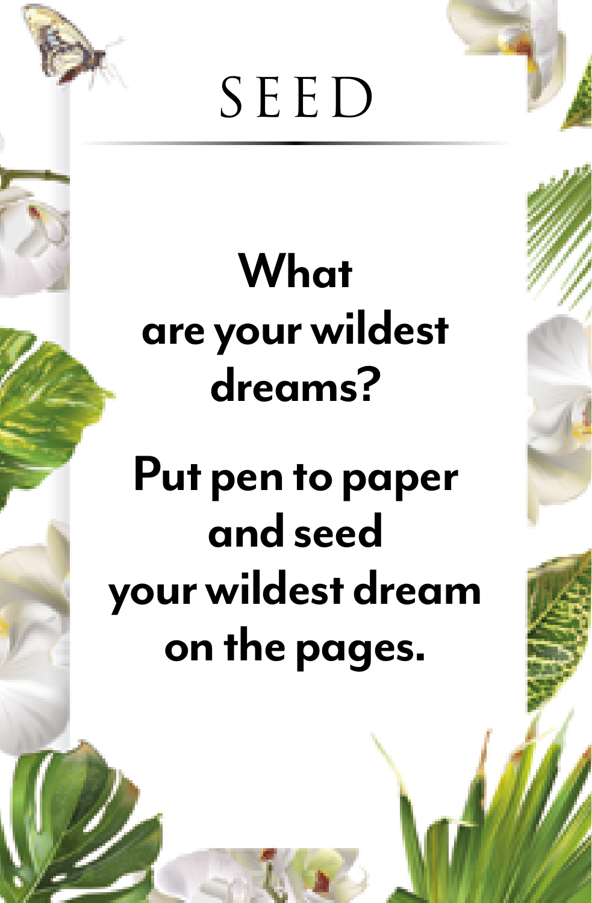# SEED

**What are your wildest dreams?**

**Put pen to paper and seed your wildest dream on the pages.**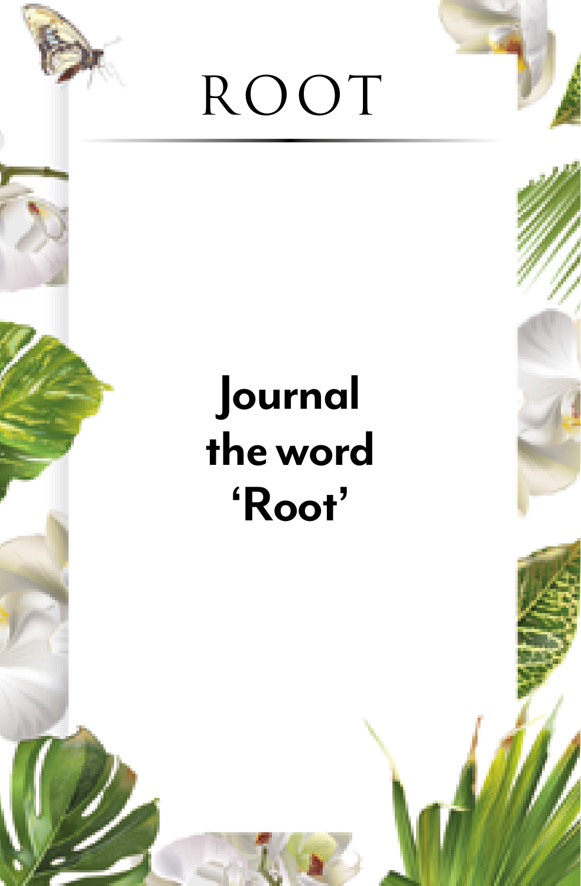# ROOT

**Journal the word 'Root'**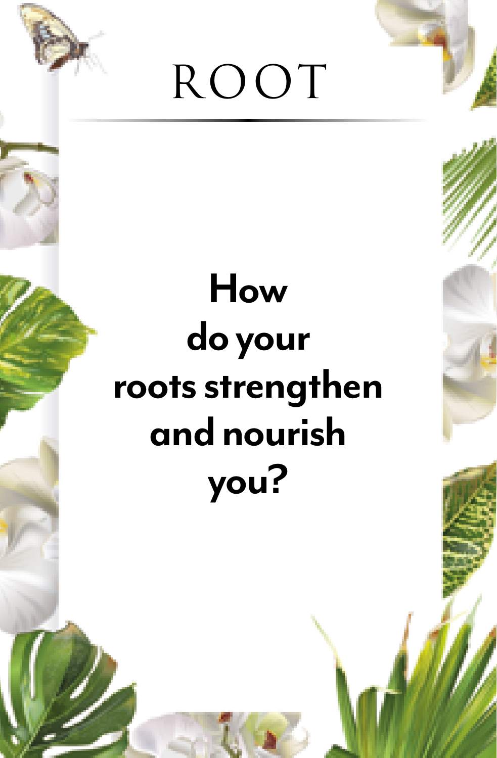# ROOT

**How do your roots strengthen and nourish you?**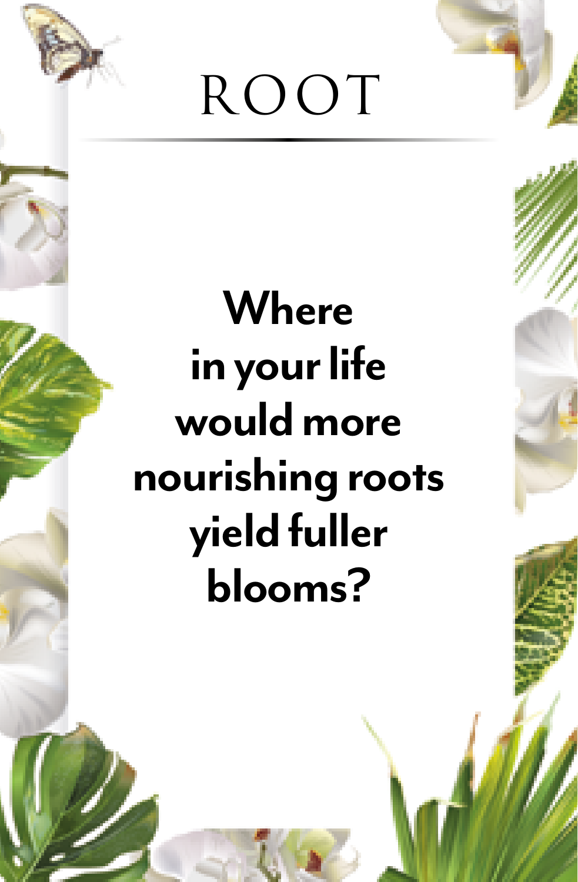# ROOT

**Where in your life would more nourishing roots yield fuller blooms?**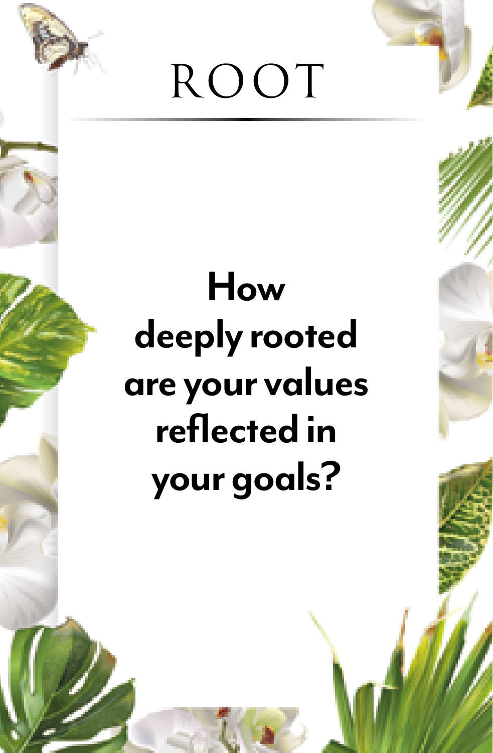# ROOT

**How deeply rooted are your values reflected in your goals?**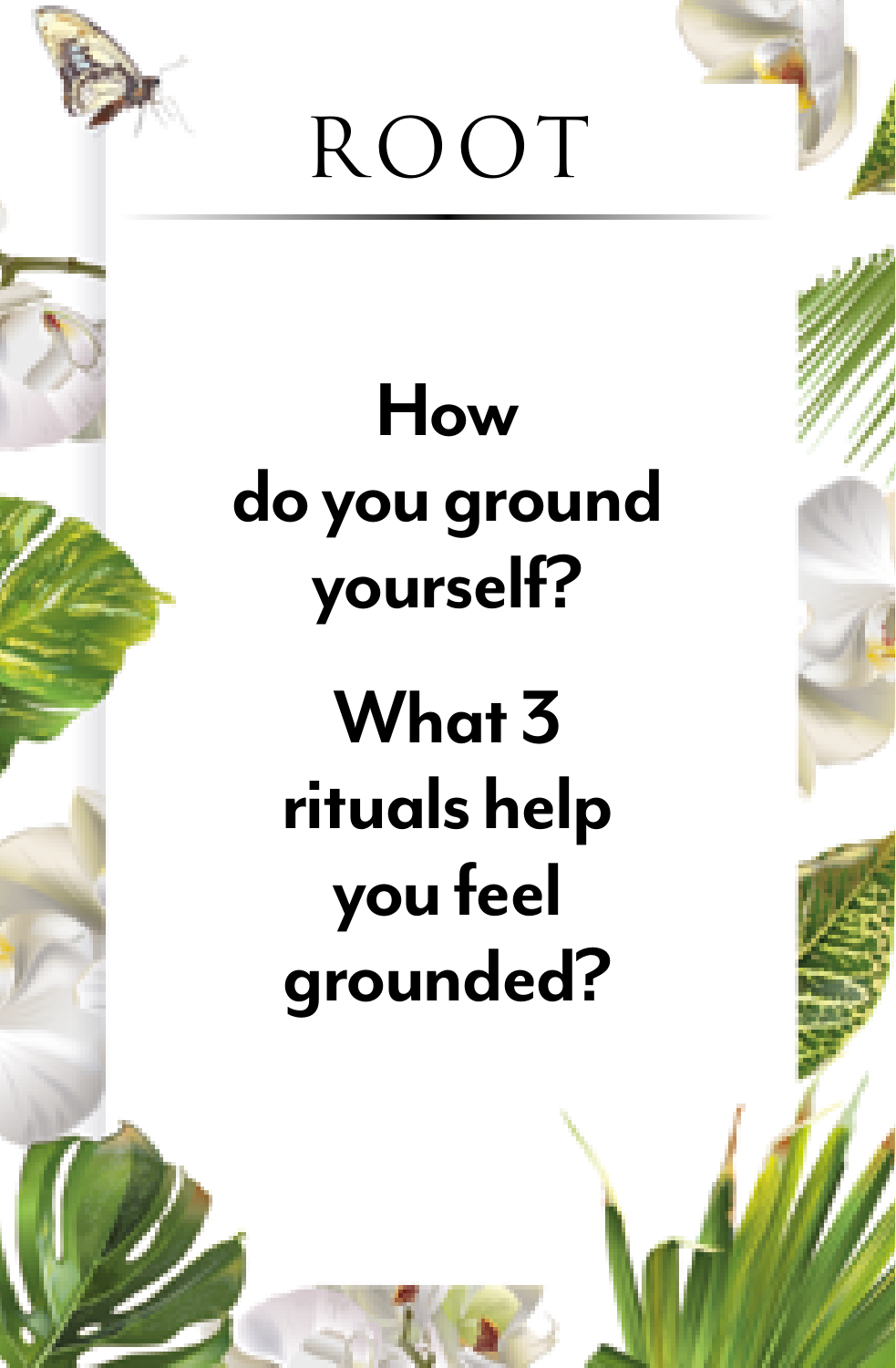# ROOT

**How do you ground yourself?**

**What 3 rituals help you feel grounded?**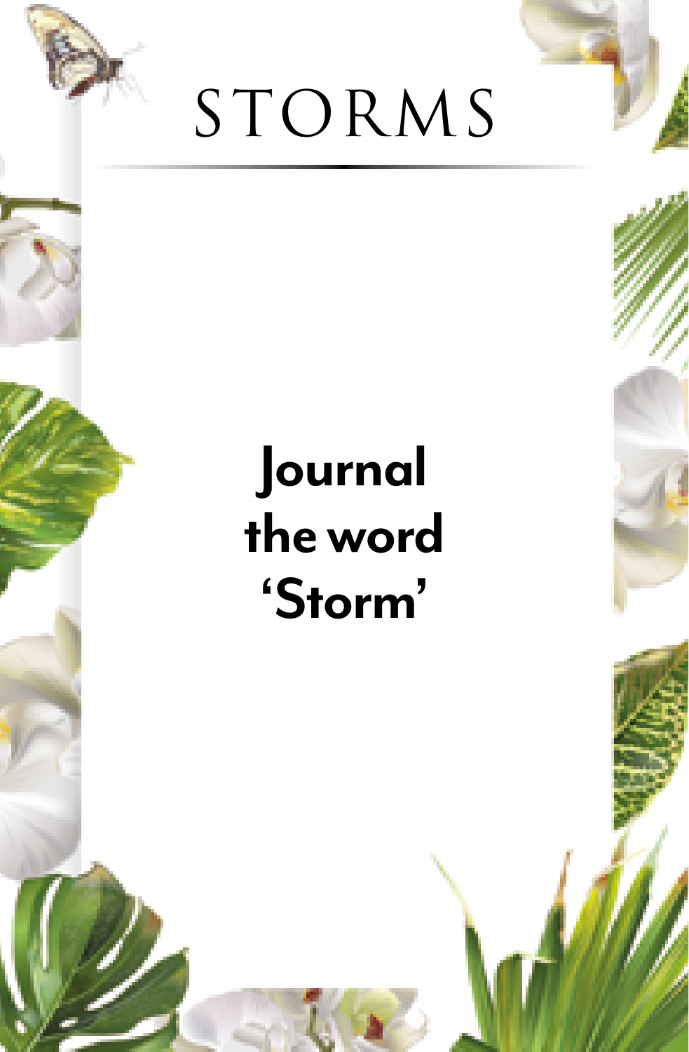# STORMS

**Journal the word 'Storm'**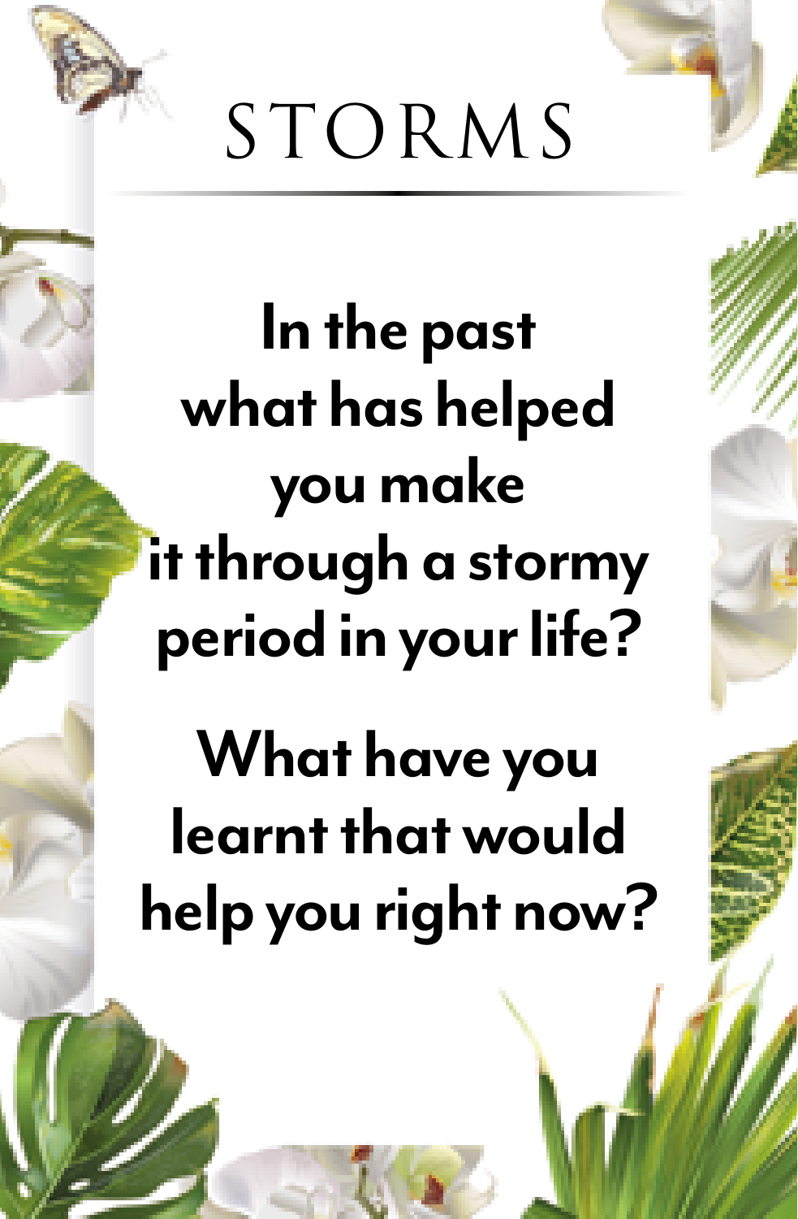# STORMS

**In the past what has helped you make it through a stormy period in your life?**

**What have you learnt that would help you right now?**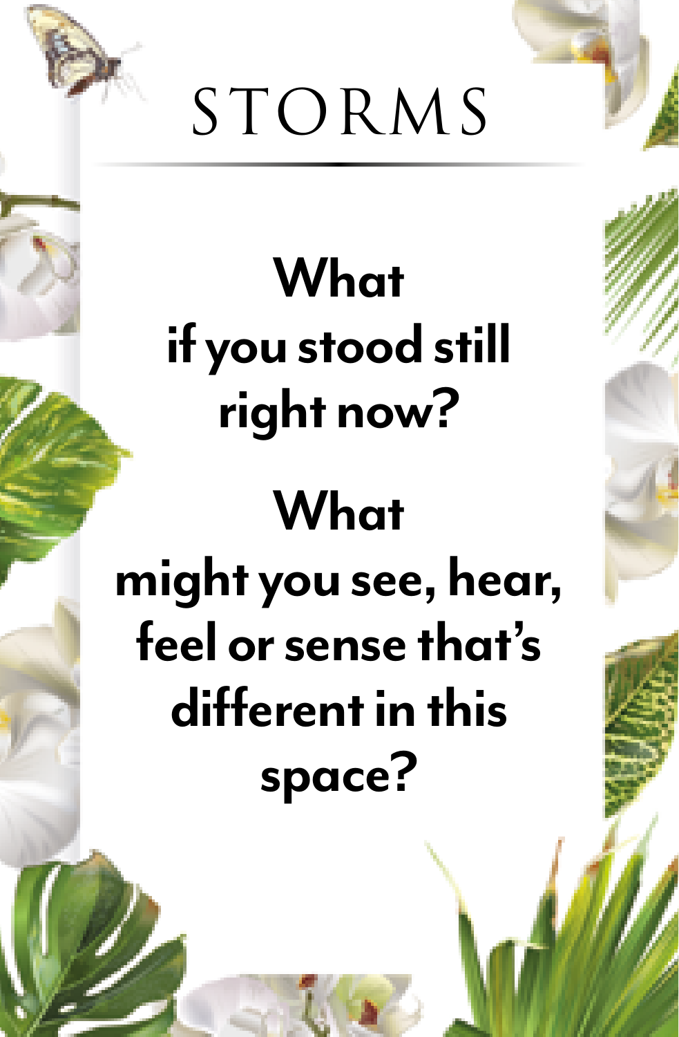# STORMS

**What if you stood still right now?**

**What might you see, hear, feel or sense that's different in this space?**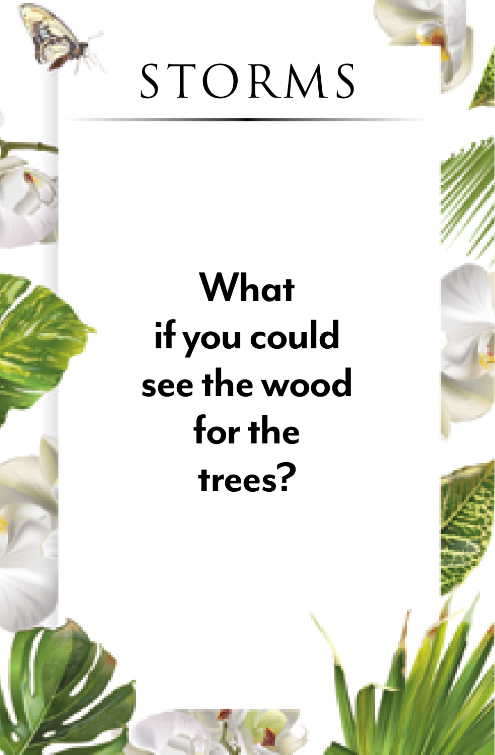# STORMS

**What if you could see the wood for the trees?**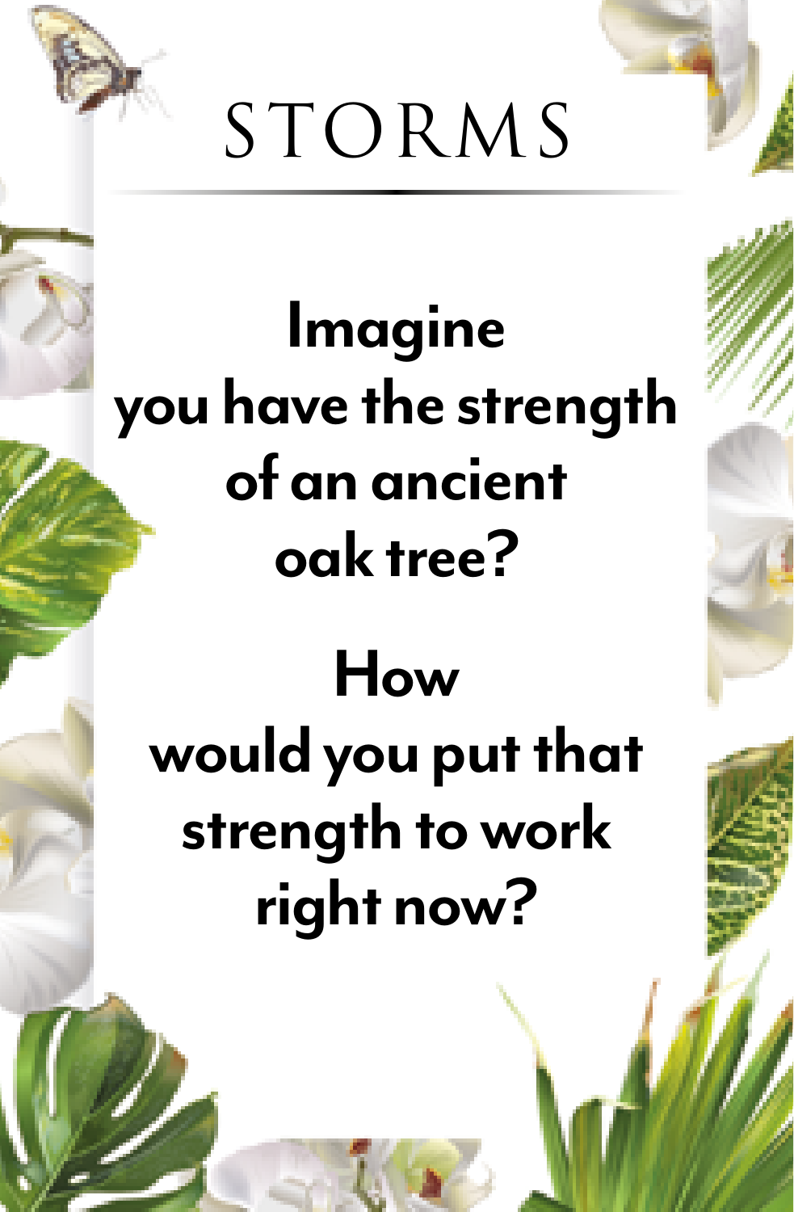# STORMS

**Imagine you have the strength of an ancient oak tree?**

**How would you put that strength to work right now?**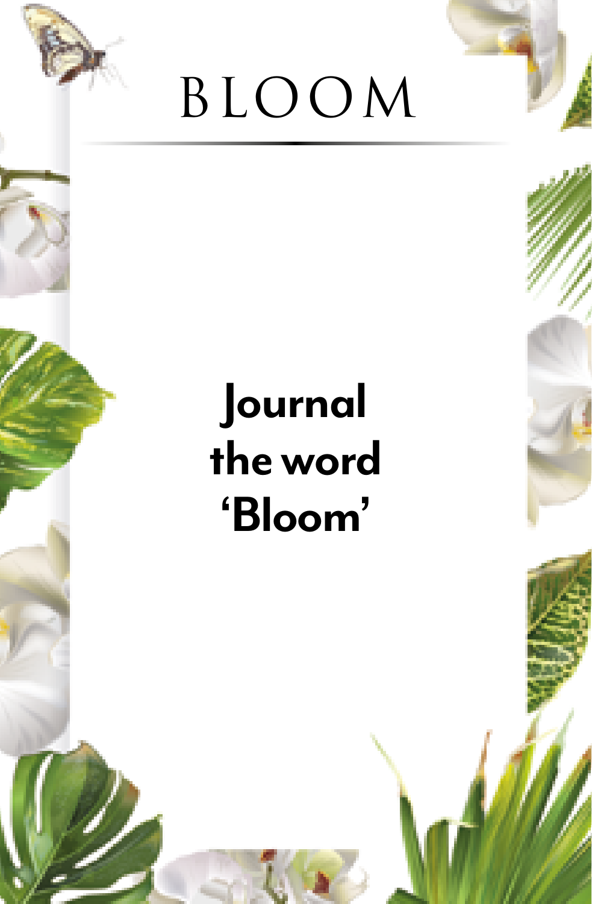# BLOOM

**Journal the word 'Bloom'**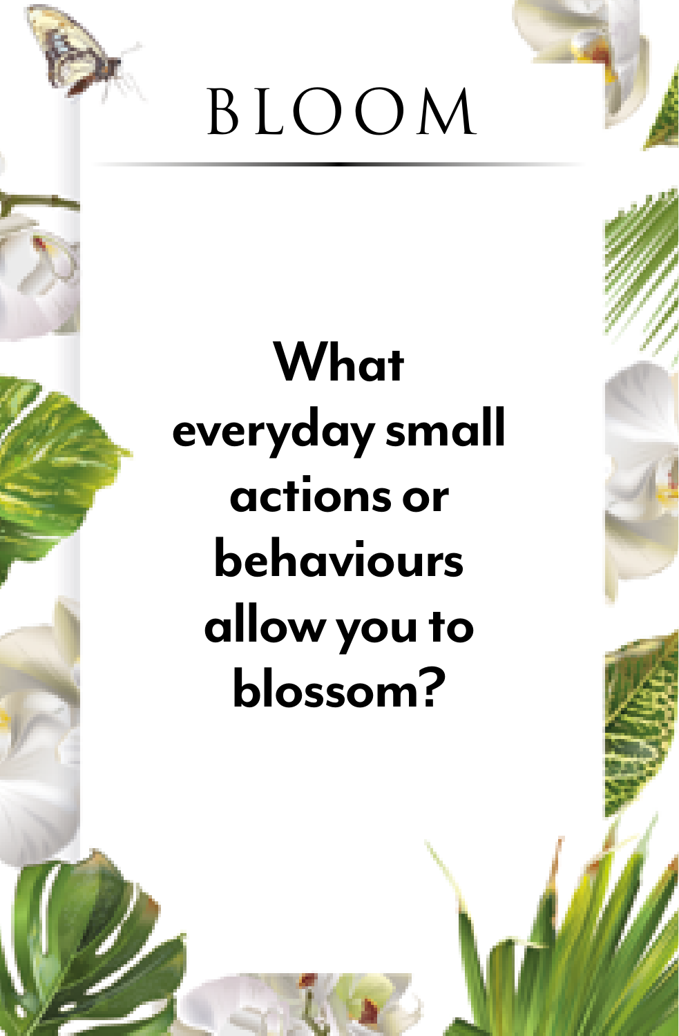# BLOOM

**What everyday small actions or behaviours allow you to blossom?**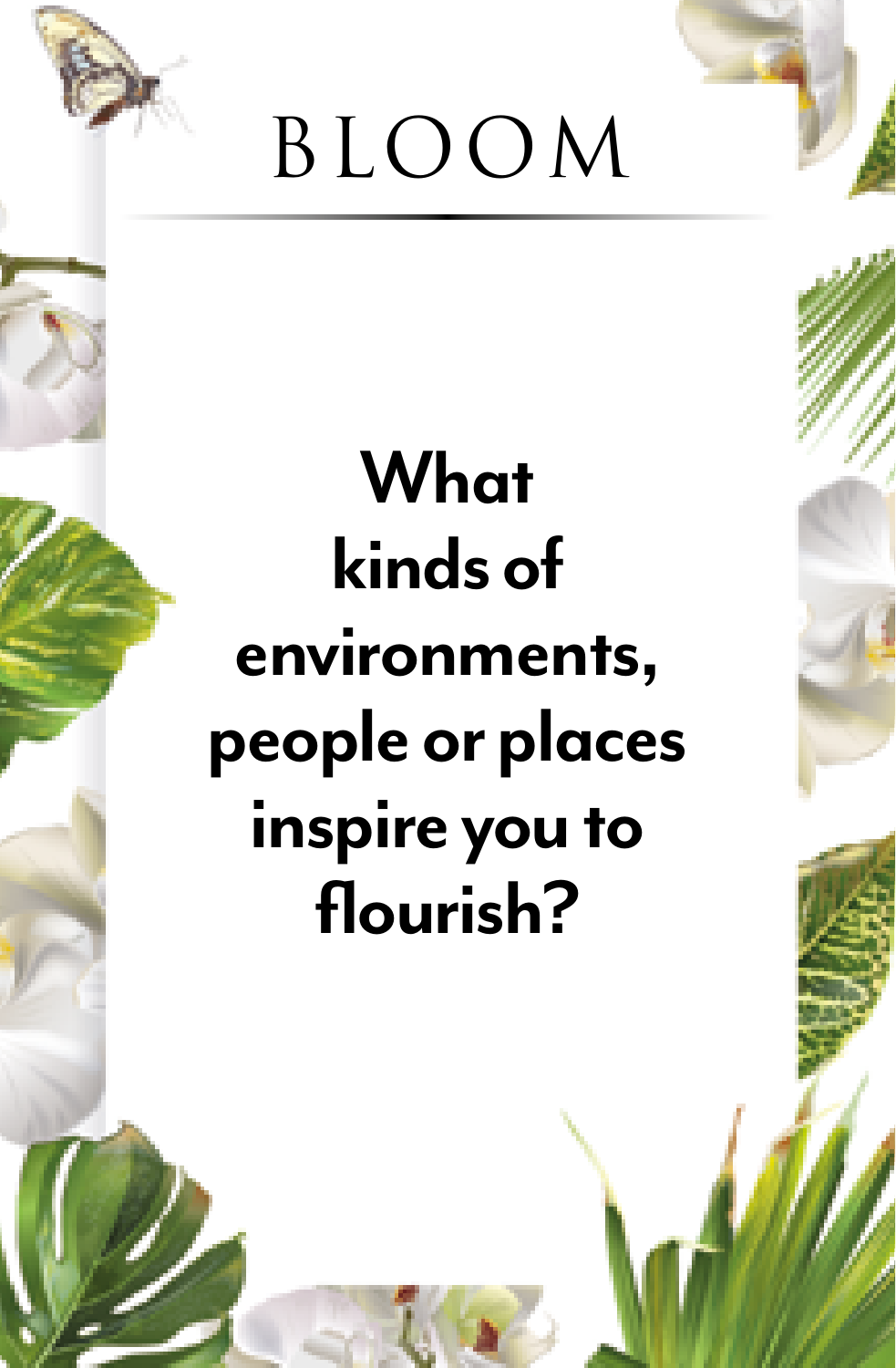# BLOOM

**What kinds of environments, people or places inspire you to flourish?**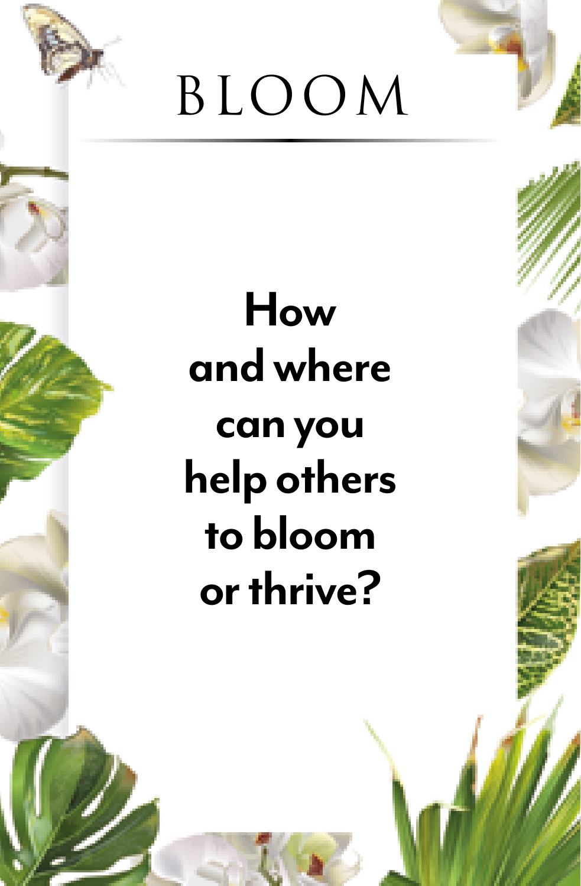# BLOOM

**How and where can you help others to bloom or thrive?**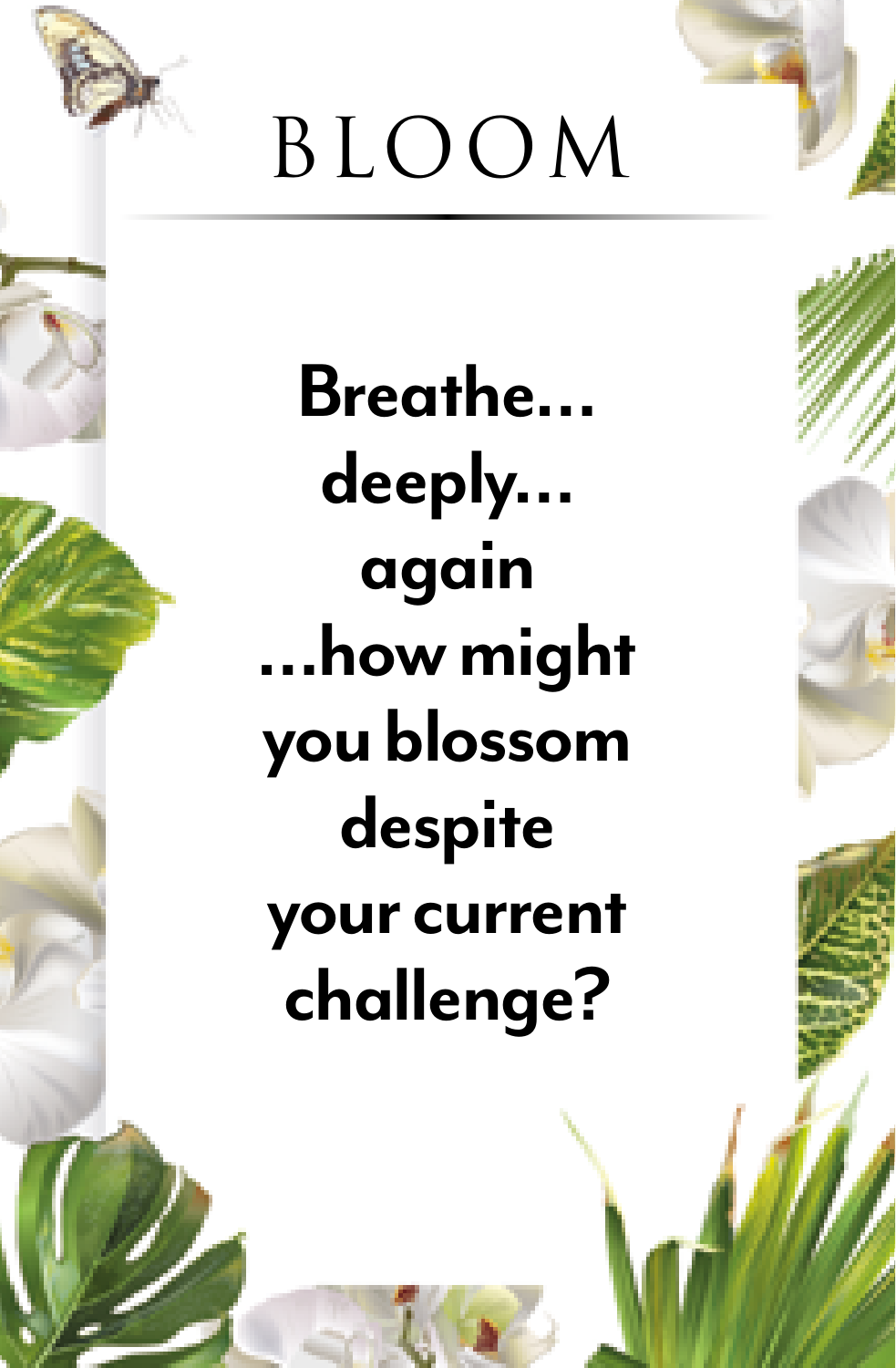# BLOOM

**Breathe... deeply... again ...how might you blossom despite your current challenge?**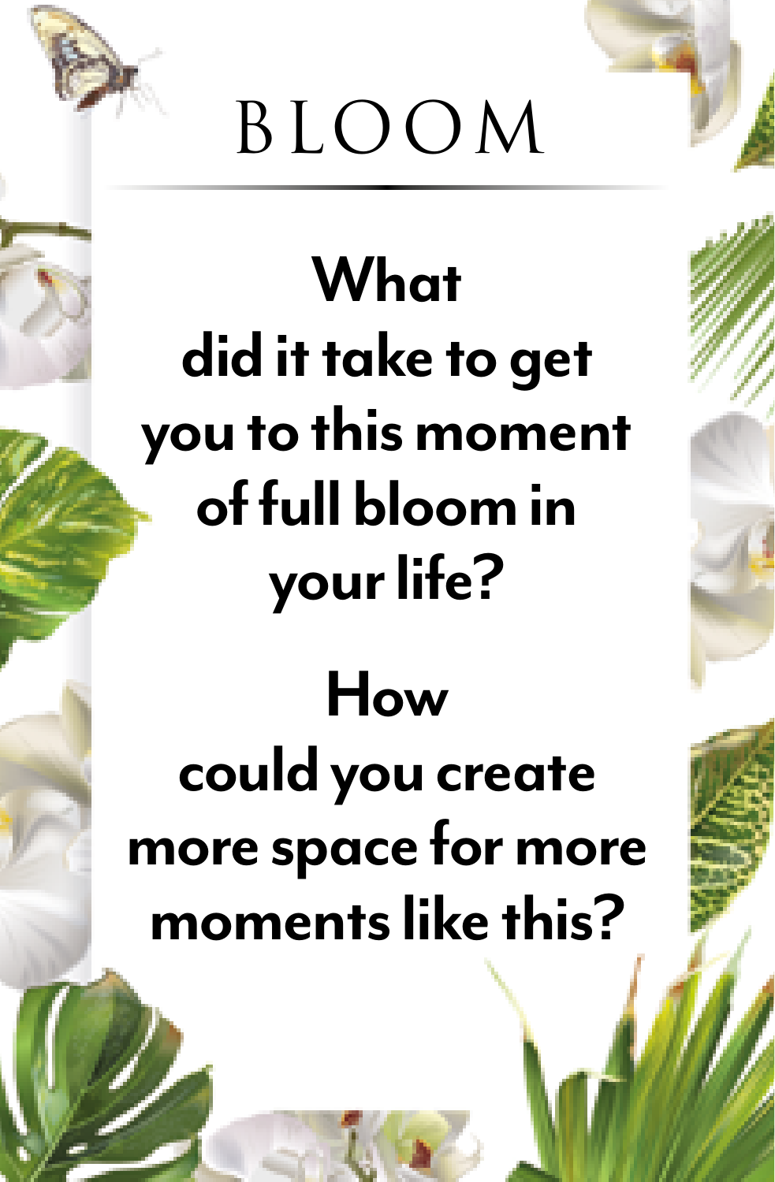# BLOOM

**What did it take to get you to this moment of full bloom in your life?**

**How could you create more space for more moments like this?**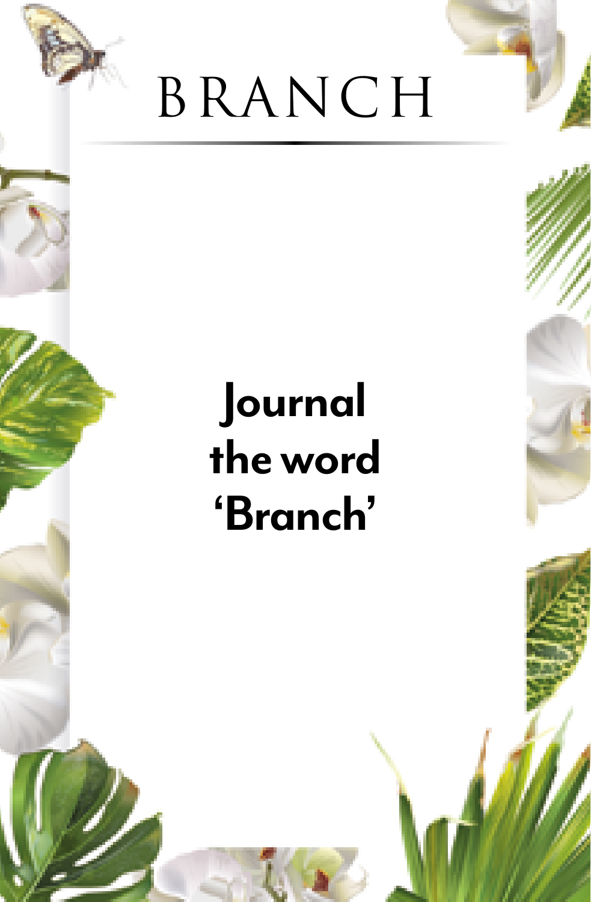# BRANCH

## Journal the word 'Branch'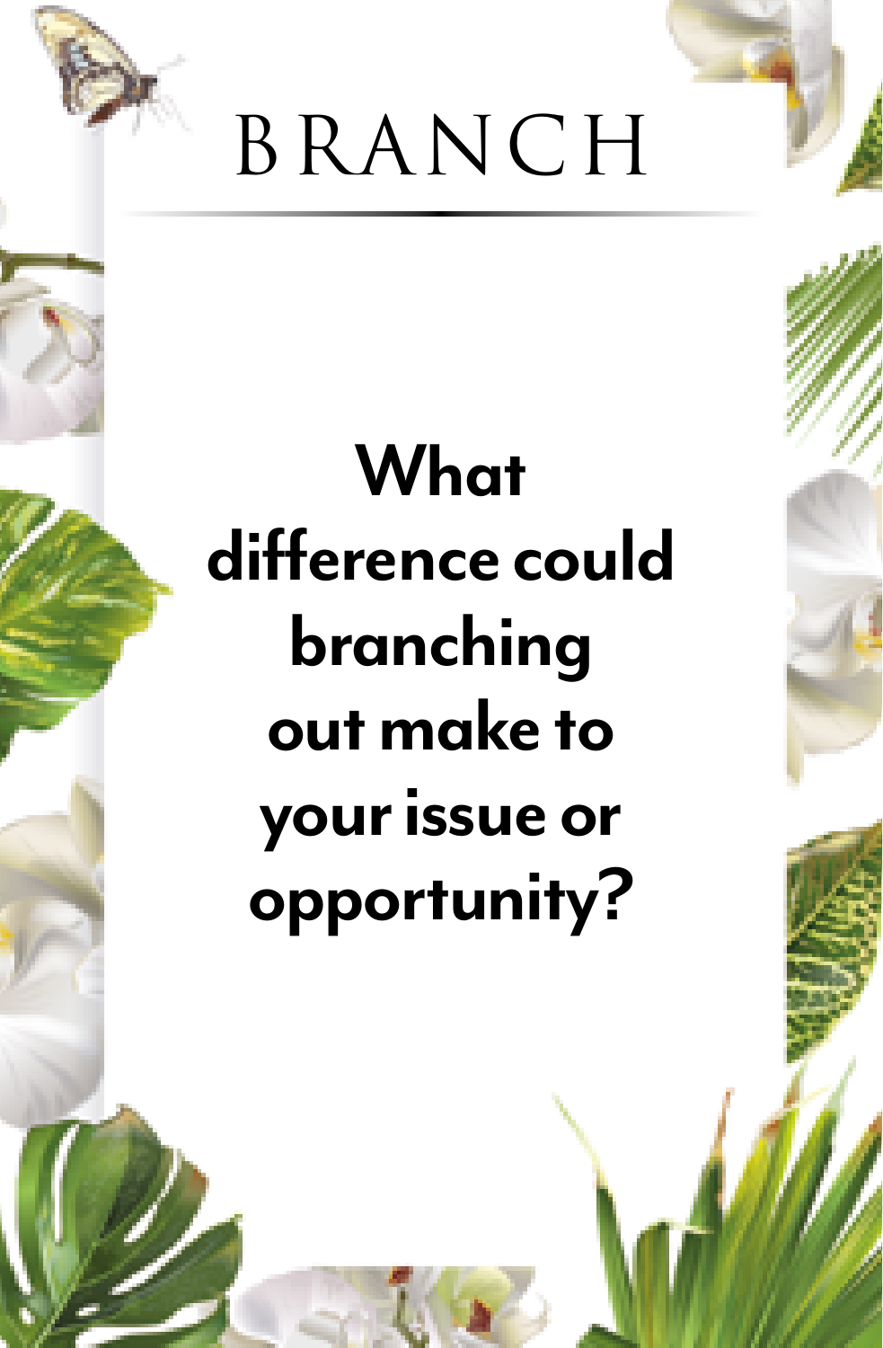# BRANCH

**What difference could branching out make to your issue or opportunity?**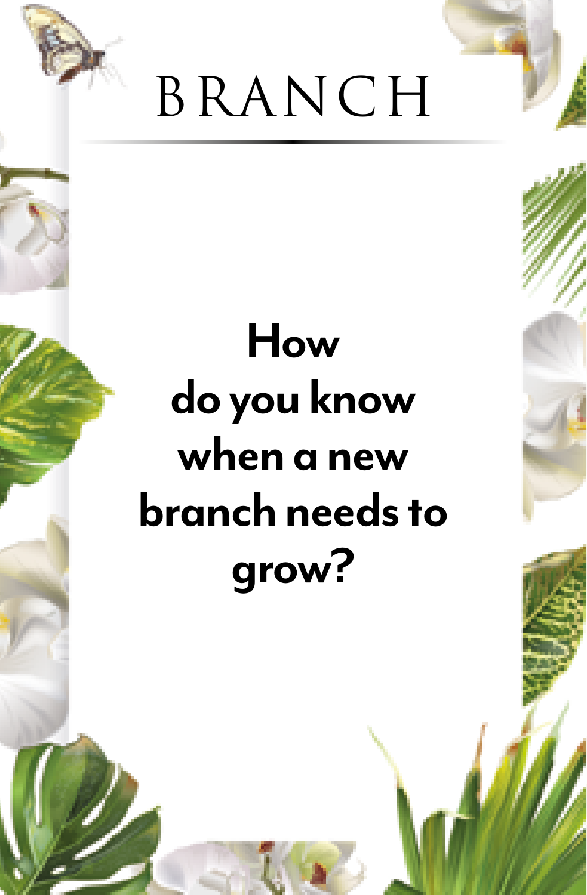# BRANCH

## How do you know when a new branch needs to grow?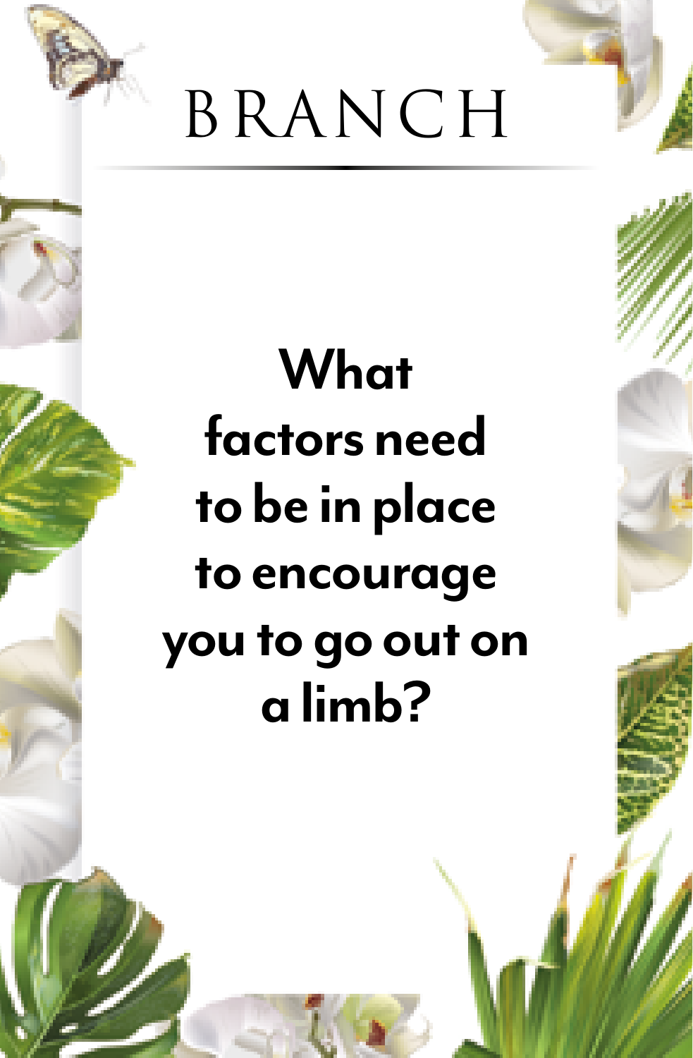# BRANCH

**What factors need to be in place to encourage you to go out on a limb?**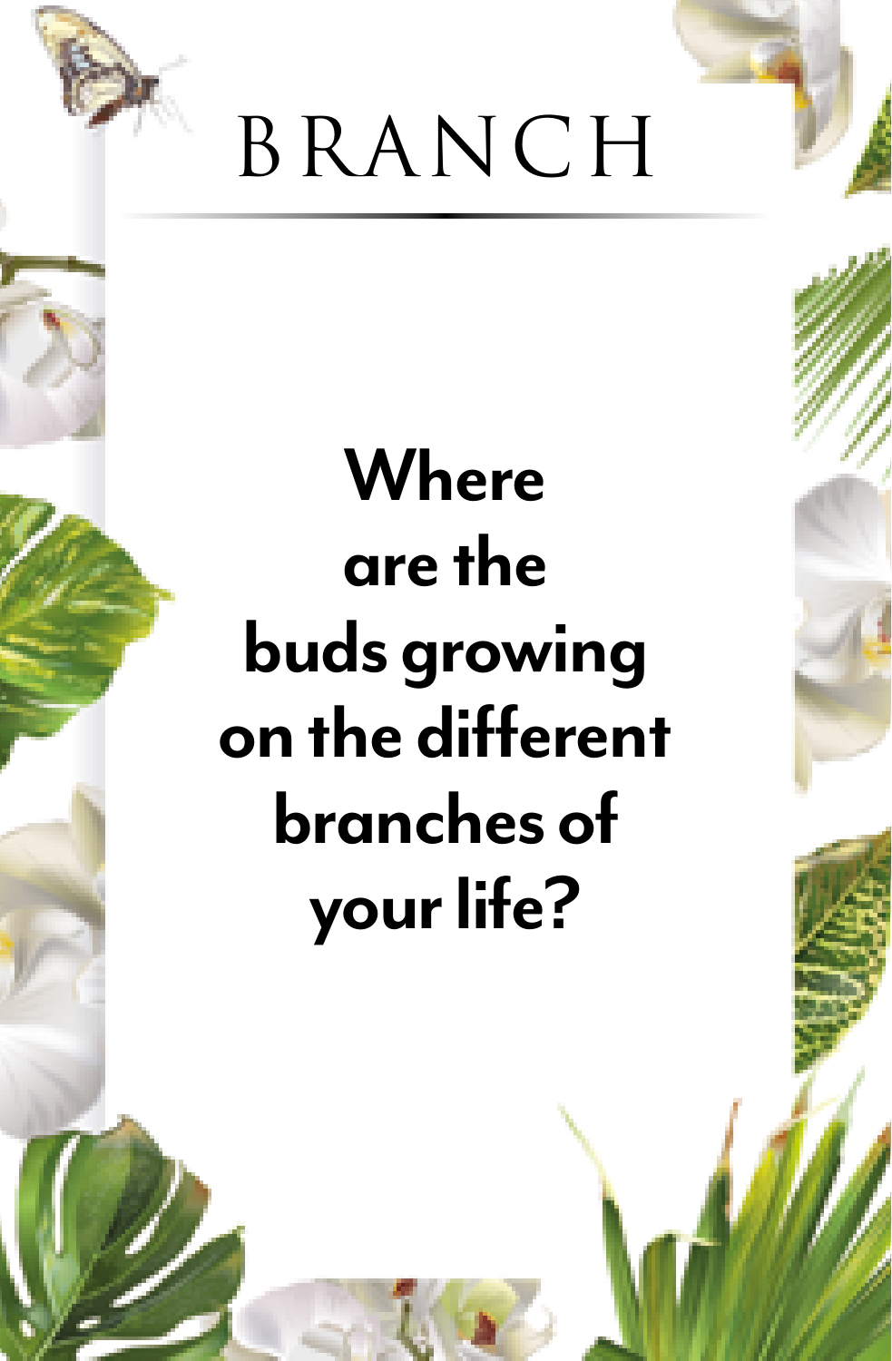# BRANCH

**Where are the buds growing on the different branches of your life?**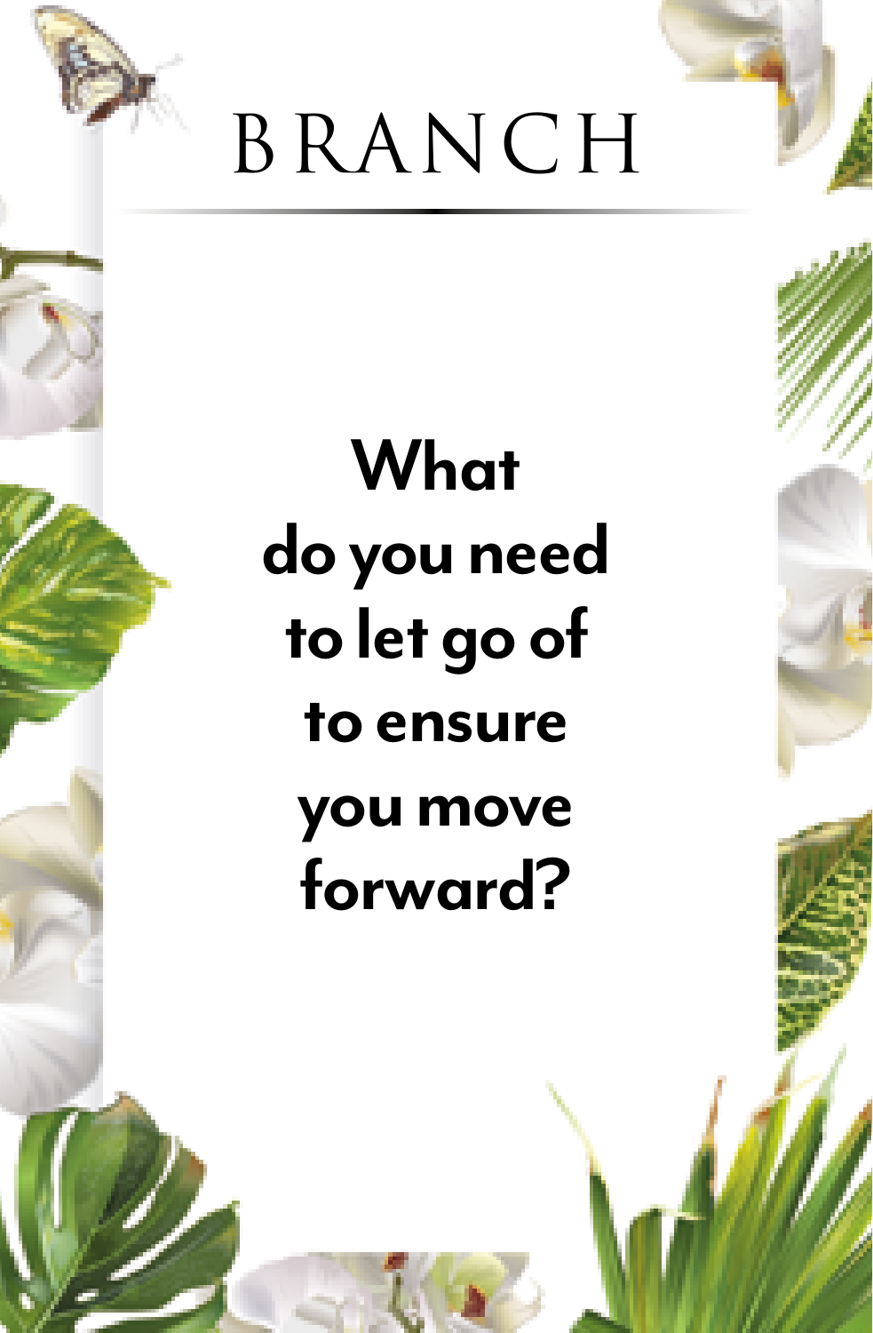# BRANCH

**What do you need to let go of to ensure you move forward?**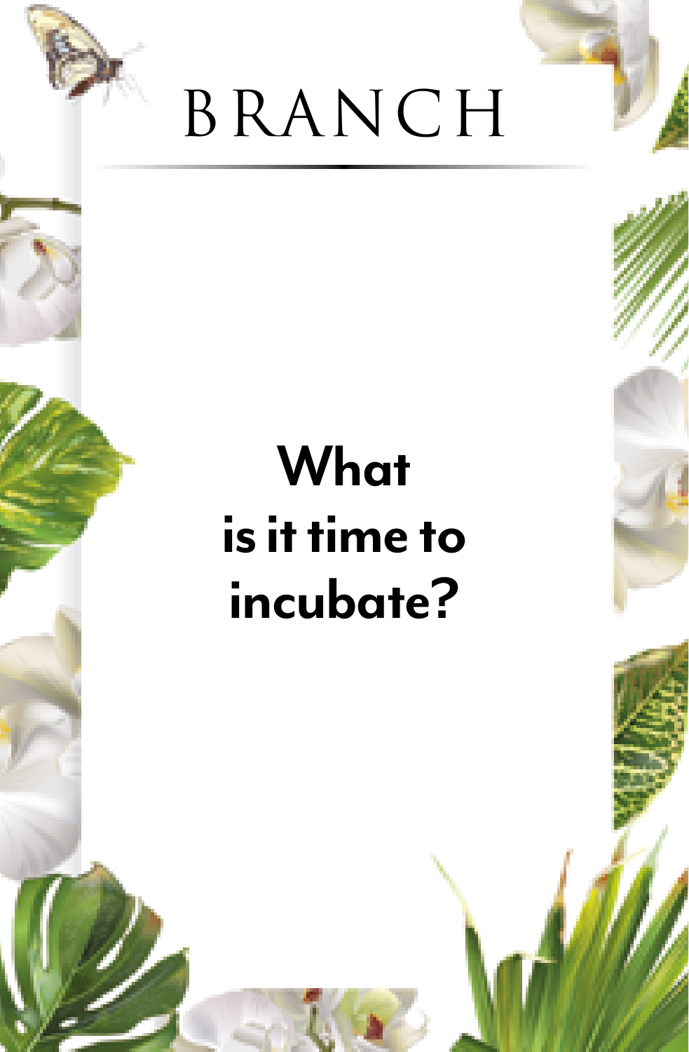# BRANCH

**What is it time to incubate?**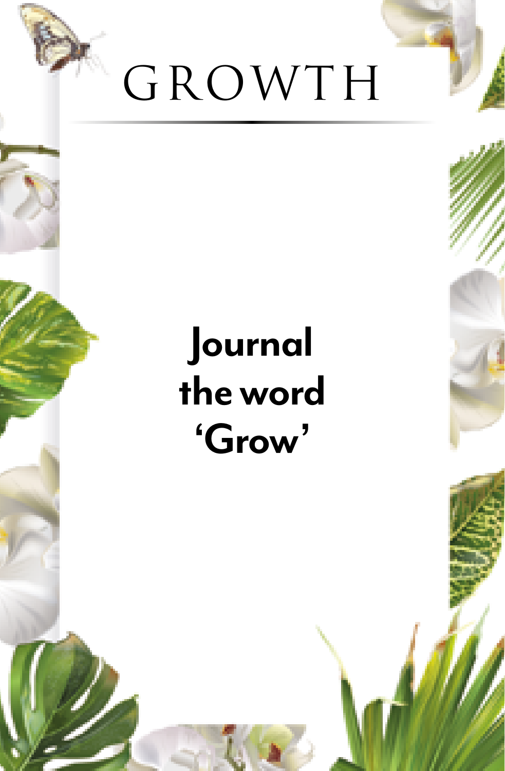# GROWTH

**Journal the word 'Grow'**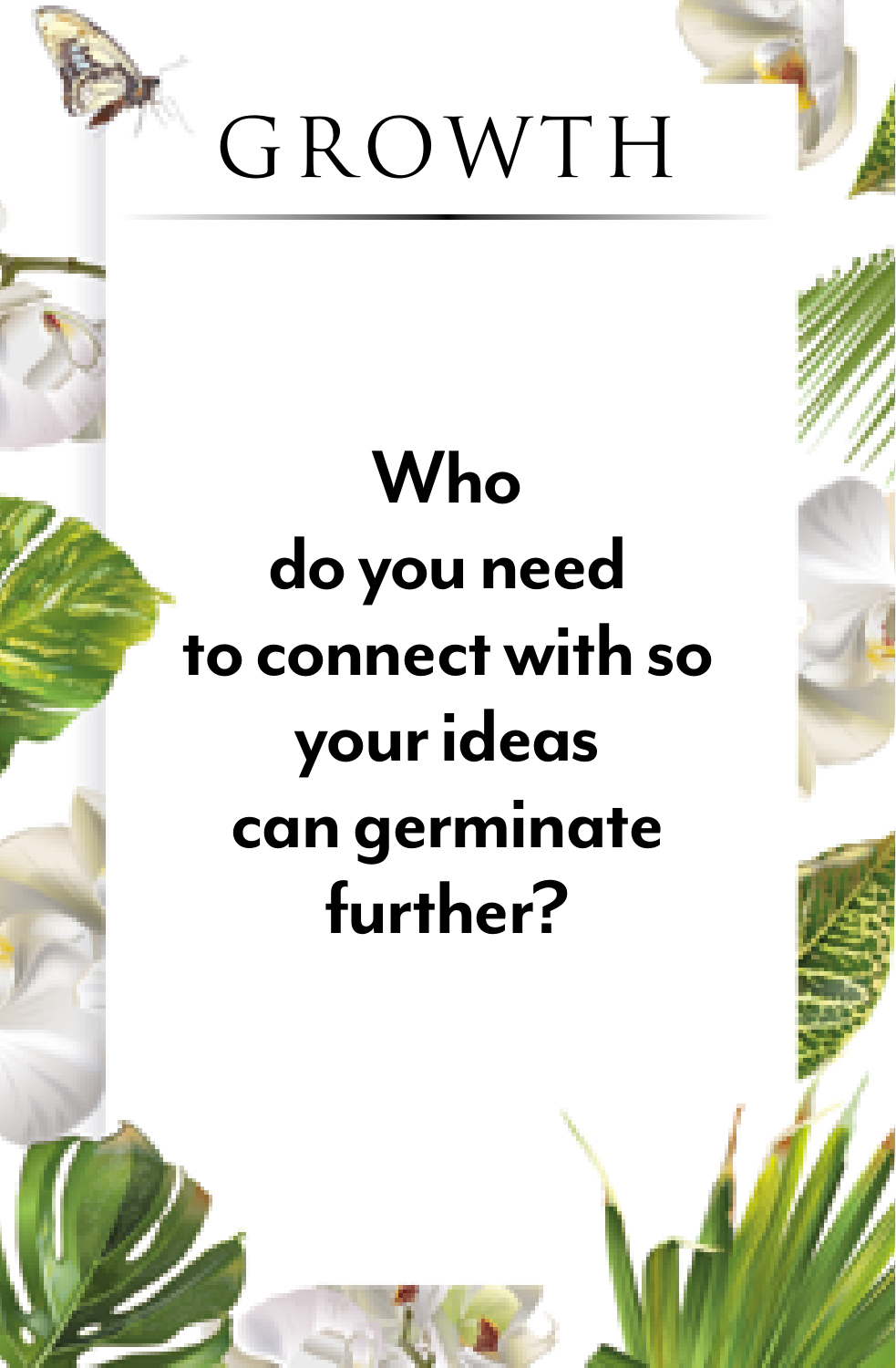# GROWTH

**Who do you need to connect with so your ideas can germinate further?**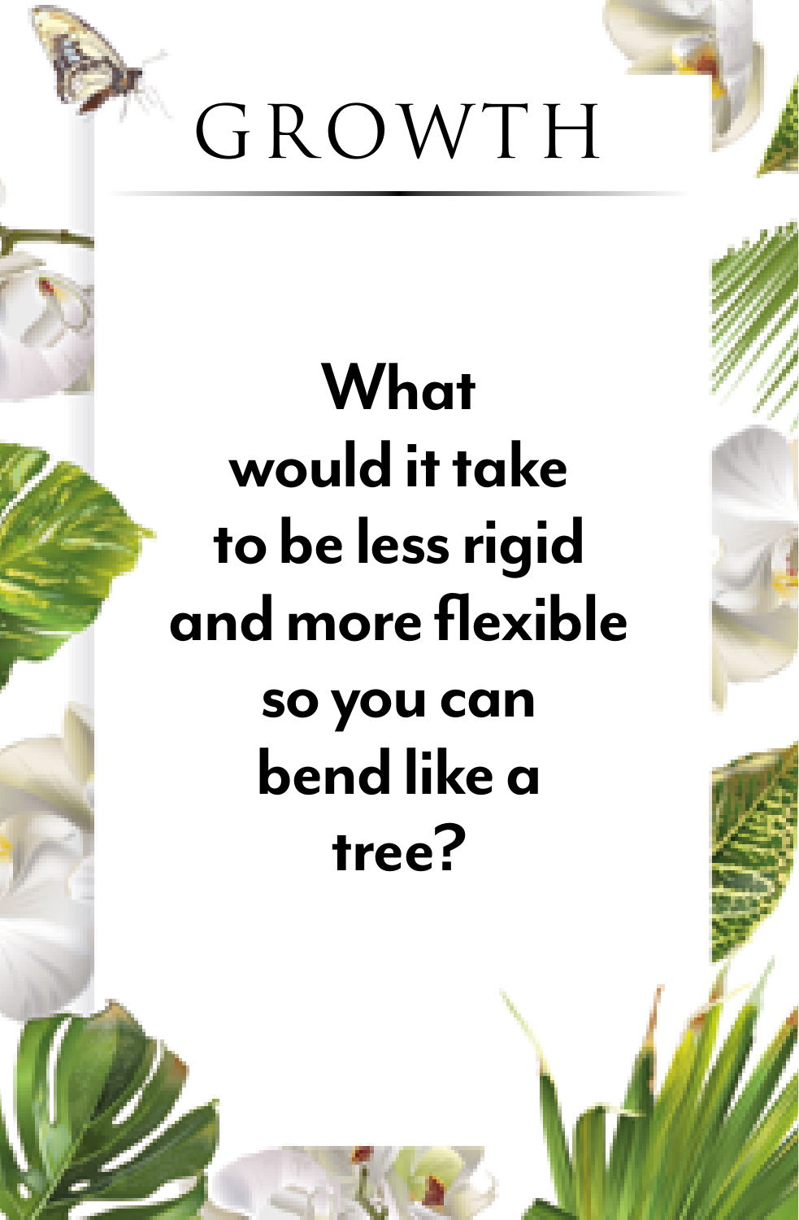# GROWTH

**What would it take to be less rigid and more flexible so you can bend like a tree?**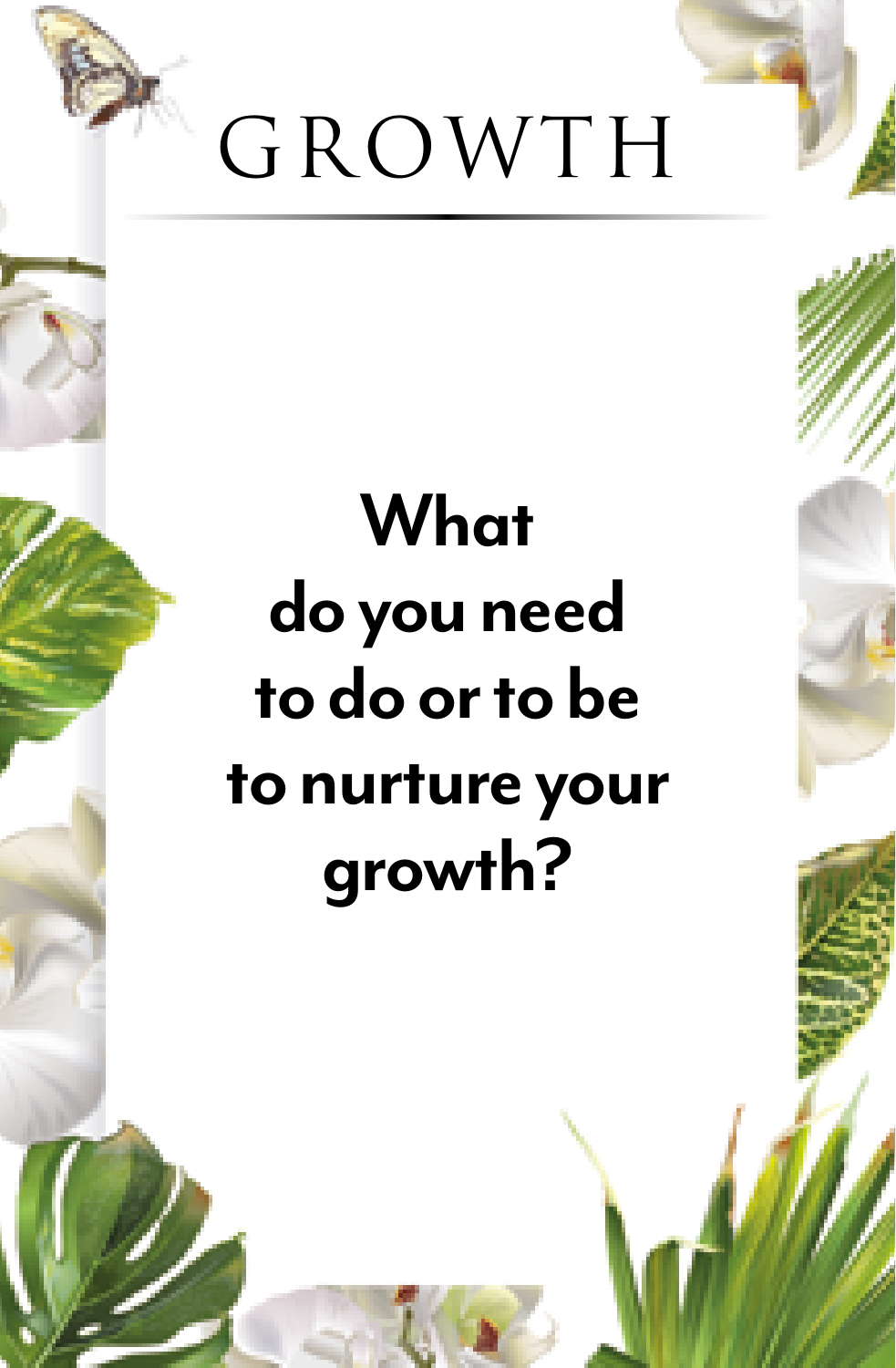# GROWTH

**What do you need to do or to be to nurture your growth?**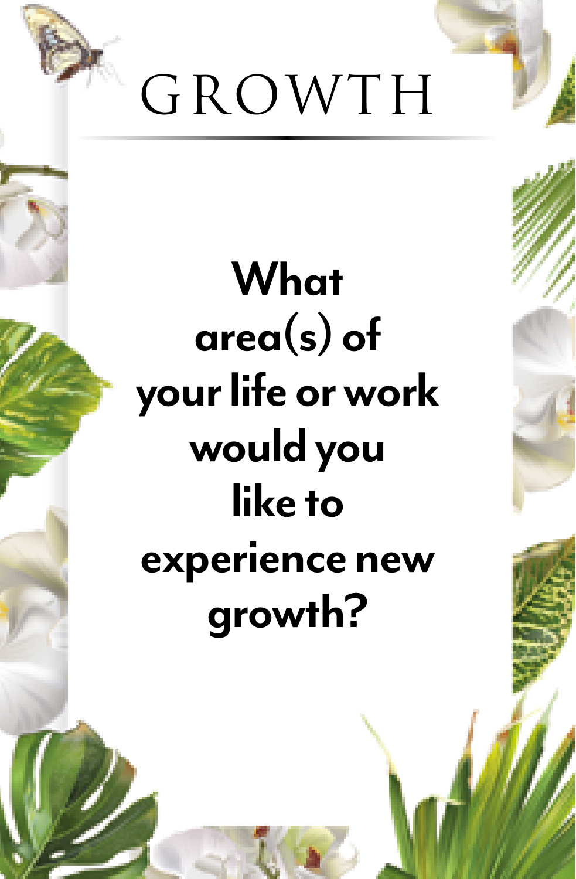# GROWTH

**What area(s) of your life or work would you like to experience new growth?**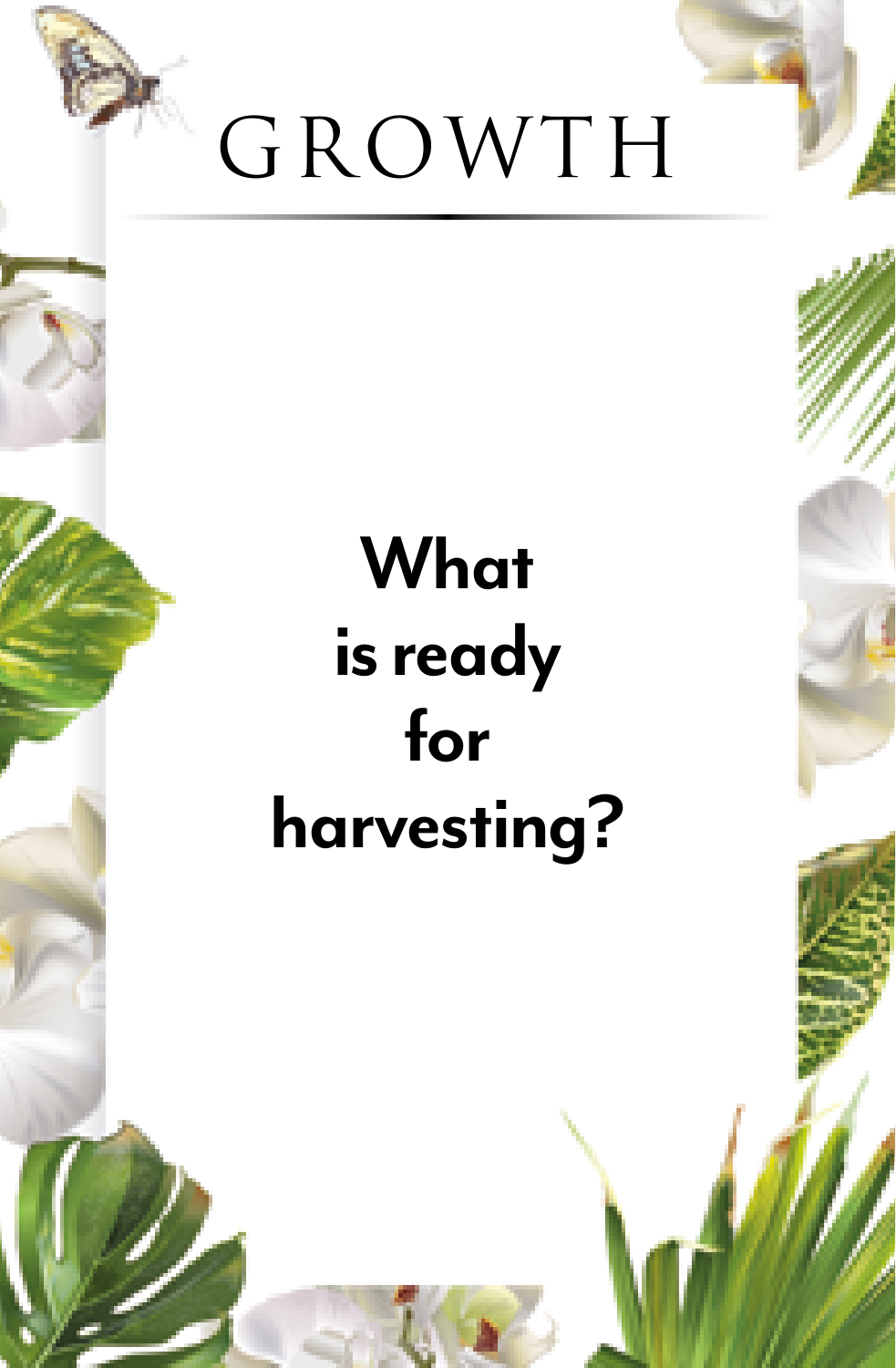# GROWTH

**What is ready for harvesting?**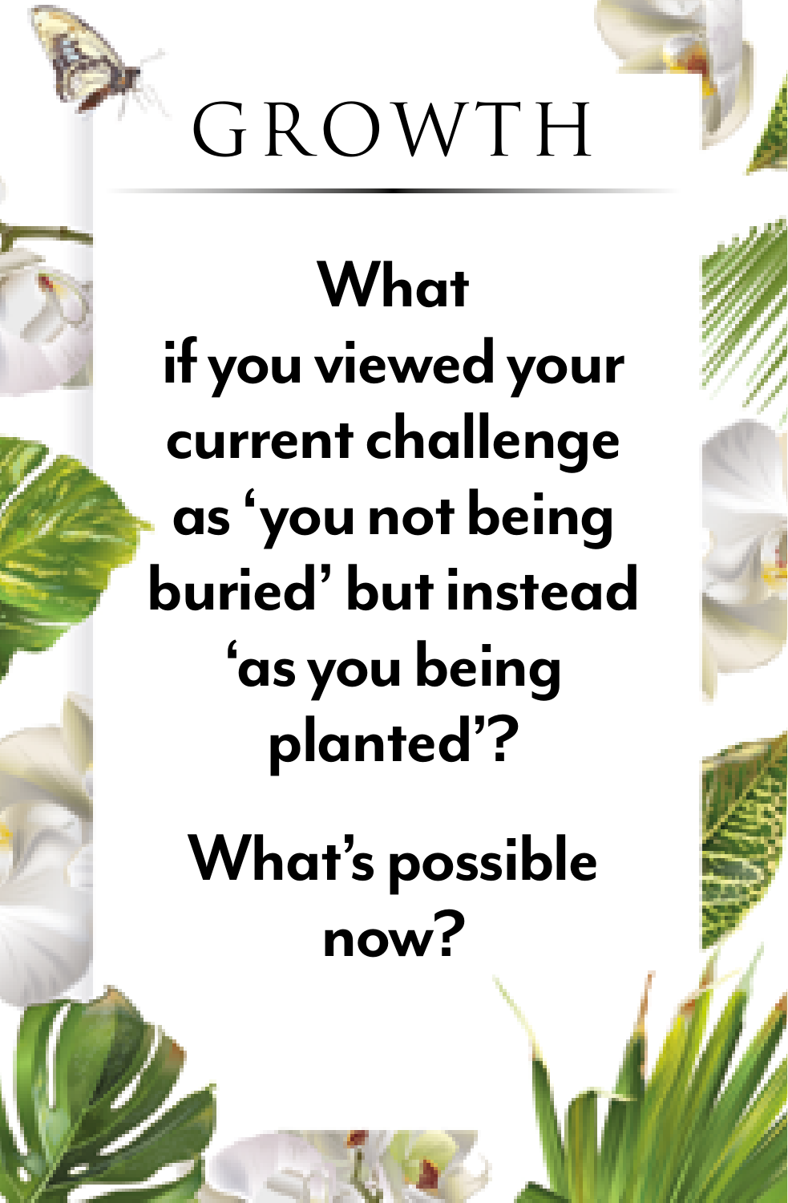# GROWTH

**What if you viewed your current challenge as 'you not being buried' but instead 'as you being planted'?**

**What's possible now?**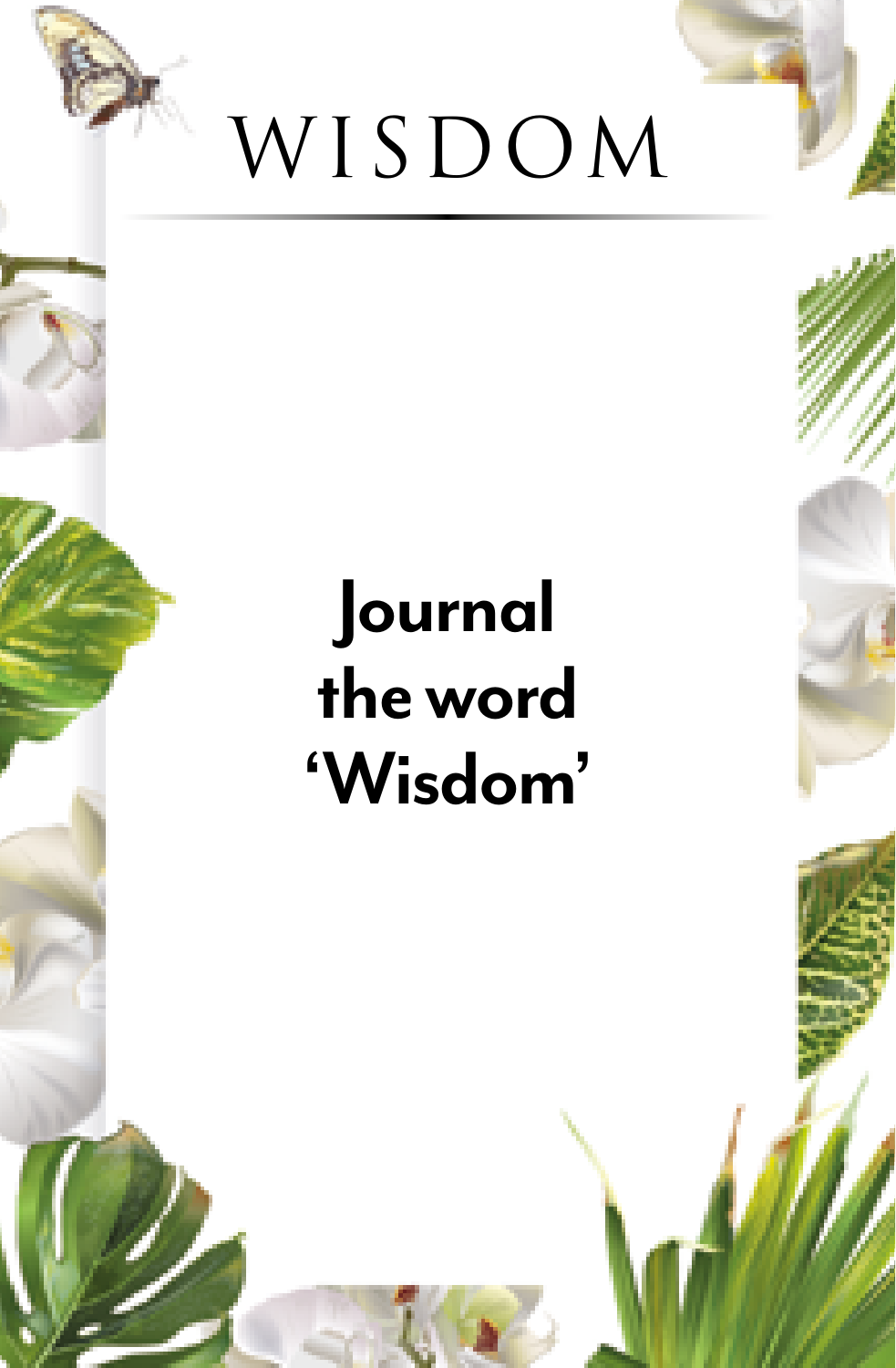# WISDOM

**Journal the word 'Wisdom'**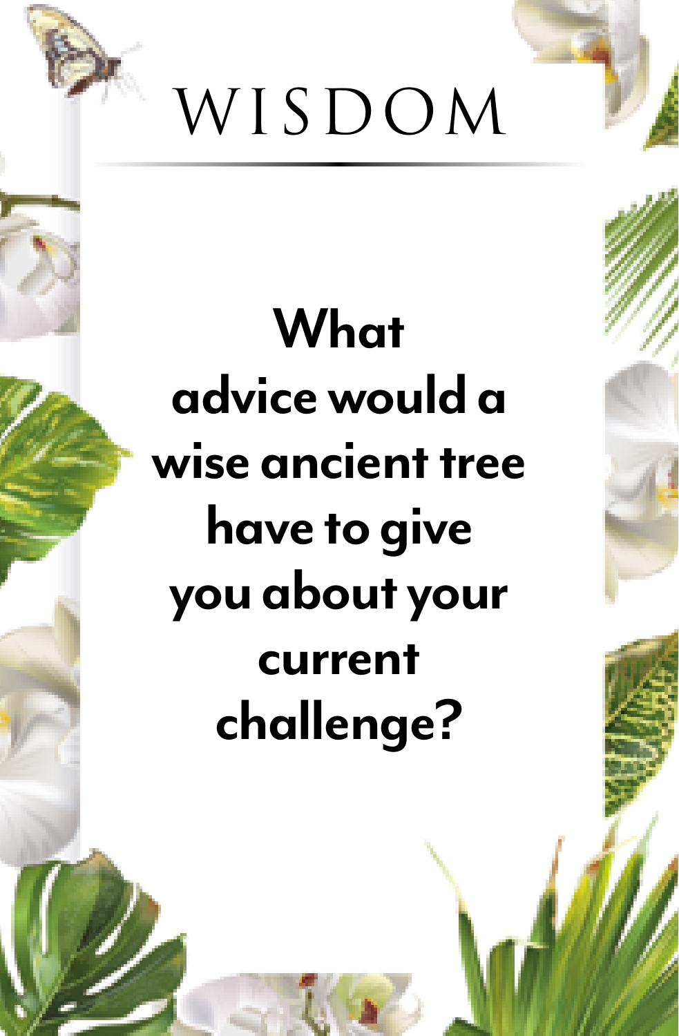# WISDOM

**What advice would a wise ancient tree have to give you about your current challenge?**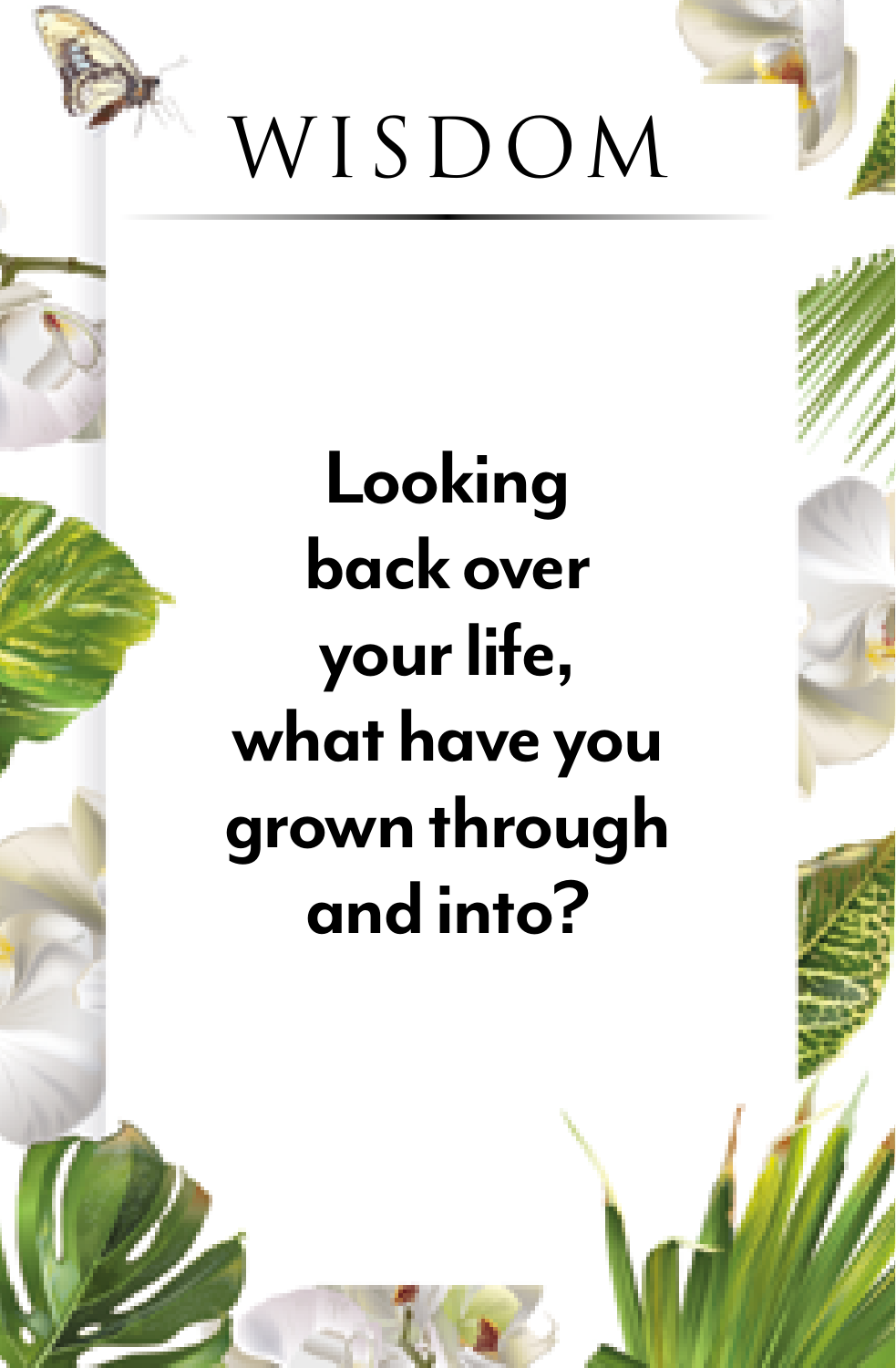# WISDOM

**Looking back over your life, what have you grown through and into?**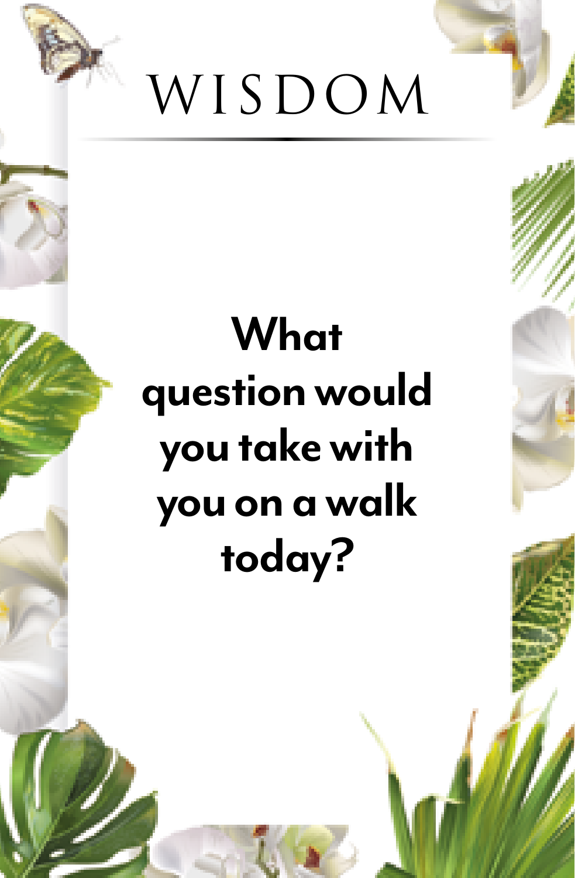# WISDOM

**What question would you take with you on a walk today?**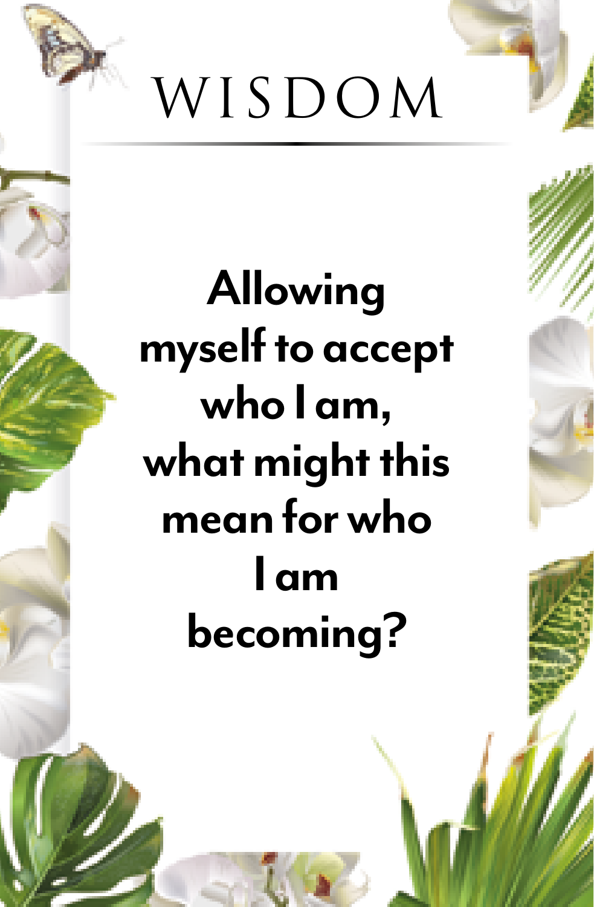# WISDOM

**Allowing myself to accept who I am, what might this mean for who I am becoming?**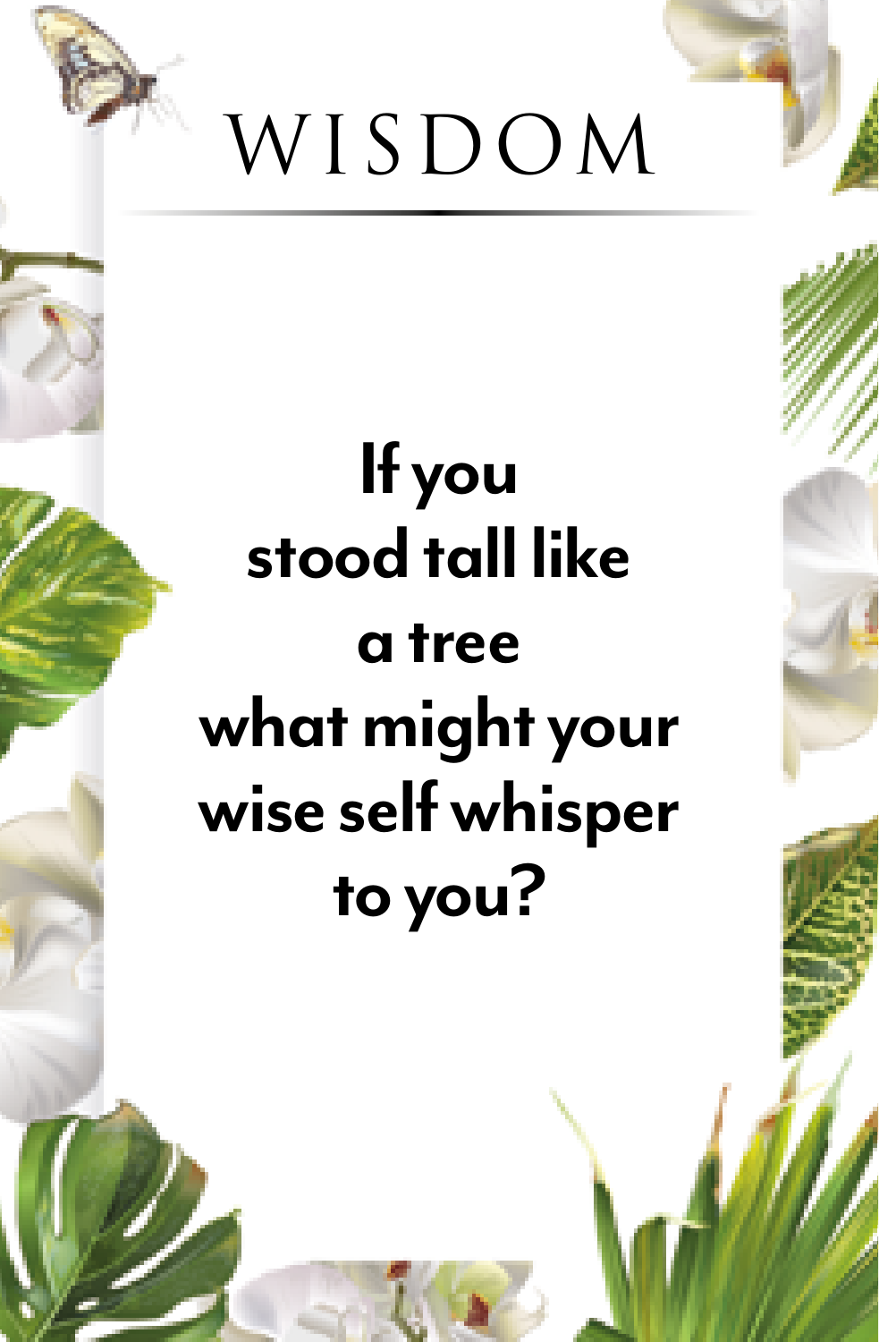# WISDOM

**If you stood tall like a tree what might your wise self whisper to you?**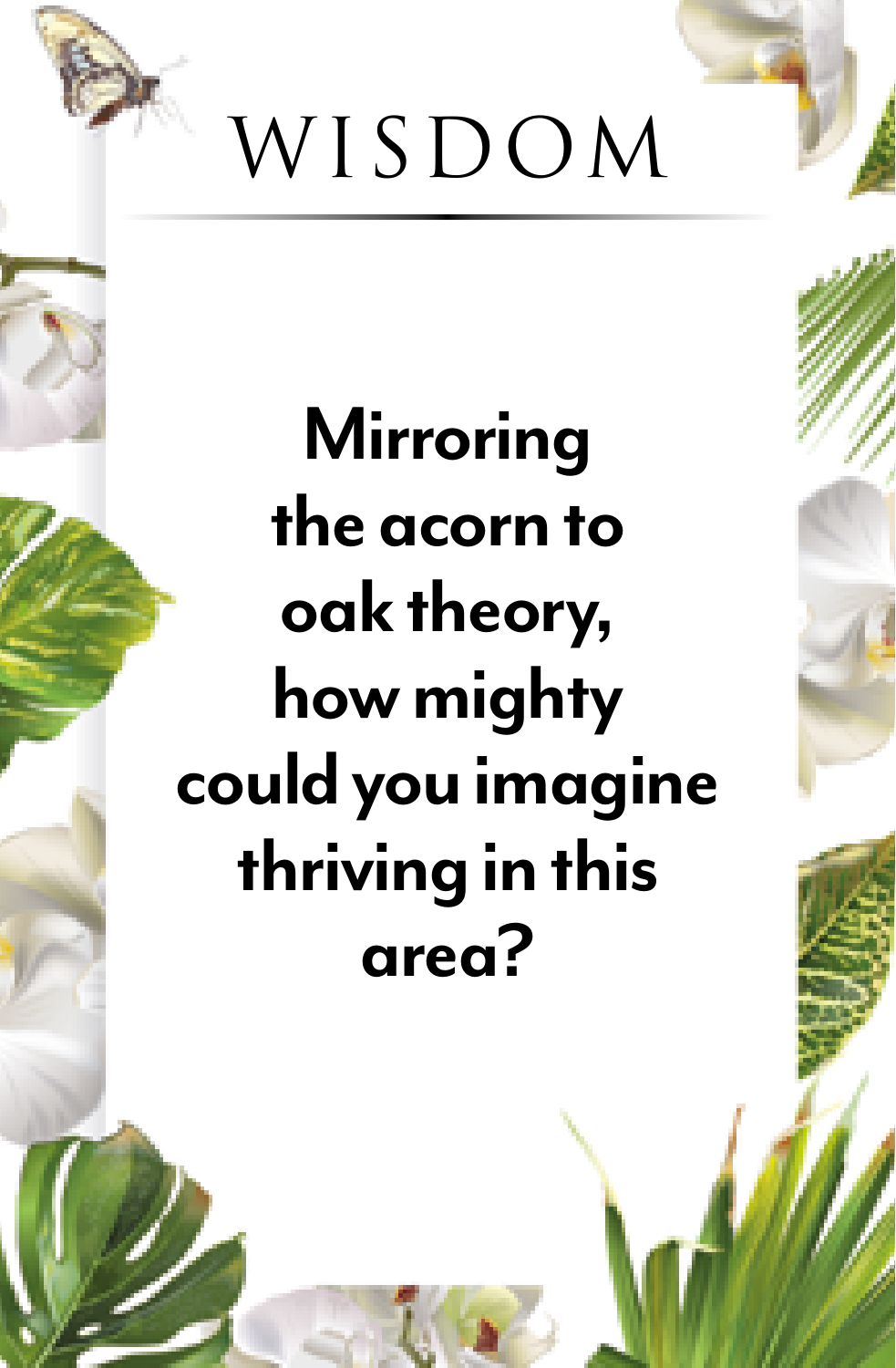# WISDOM

**Mirroring the acorn to oak theory, how mighty could you imagine thriving in this area?**